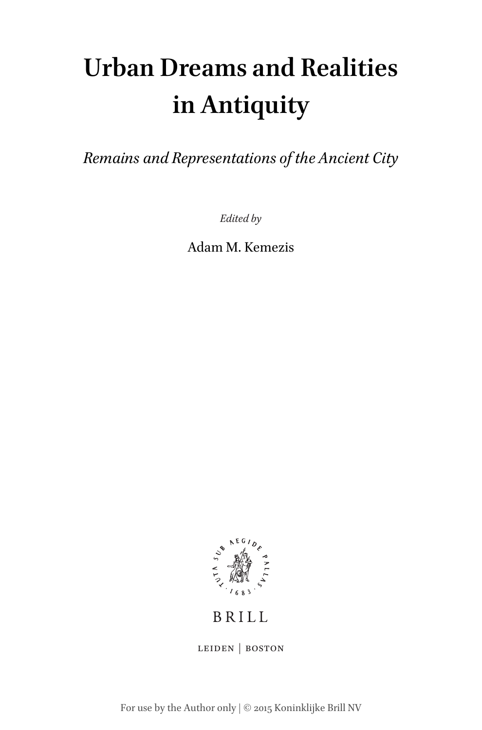# Urban Dreams and Realities in Antiquity

*Remains and Representations of the Ancient City*

*Edited by*

Adam M. Kemezis

BRILL

LEIDEN | BOSTON

For use by the Author only | © 2015 Koninklijke Brill NV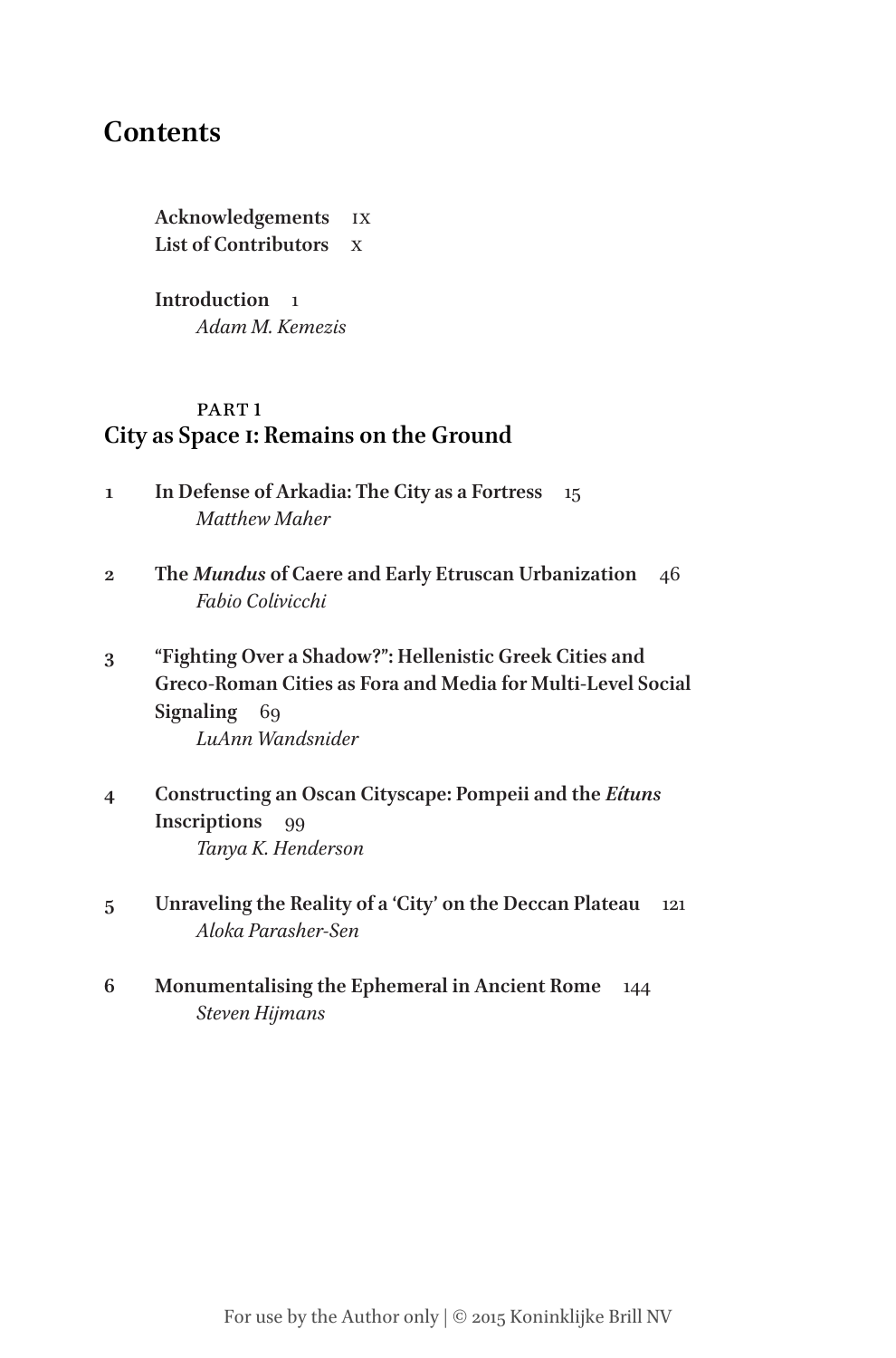# Contents

**Acknowledgements** IX
**List of Contributors** X

**Introduction** 1
*Adam M. Kemezis*

## PART 1
## City as Space I: Remains on the Ground

1 **In Defense of Arkadia: The City as a Fortress** 15
*Matthew Maher*

2 **The *Mundus* of Caere and Early Etruscan Urbanization** 46
*Fabio Colivicchi*

3 **"Fighting Over a Shadow?": Hellenistic Greek Cities and Greco-Roman Cities as Fora and Media for Multi-Level Social Signaling** 69
*LuAnn Wandsnider*

4 **Constructing an Oscan Cityscape: Pompeii and the *Eítuns* Inscriptions** 99
*Tanya K. Henderson*

5 **Unraveling the Reality of a 'City' on the Deccan Plateau** 121
*Aloka Parasher-Sen*

6 **Monumentalising the Ephemeral in Ancient Rome** 144
*Steven Hijmans*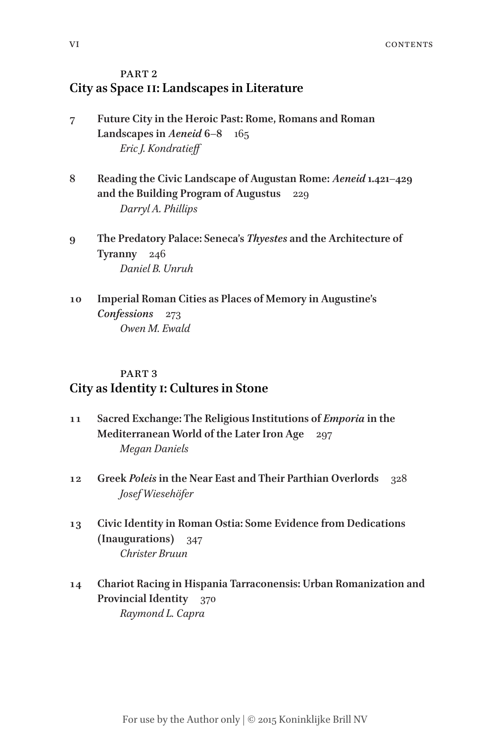## PART 2
## City as Space II: Landscapes in Literature

7 **Future City in the Heroic Past: Rome, Romans and Roman Landscapes in *Aeneid* 6–8** 165
*Eric J. Kondratieff*

8 **Reading the Civic Landscape of Augustan Rome: *Aeneid* 1.421–429 and the Building Program of Augustus** 229
*Darryl A. Phillips*

9 **The Predatory Palace: Seneca's *Thyestes* and the Architecture of Tyranny** 246
*Daniel B. Unruh*

10 **Imperial Roman Cities as Places of Memory in Augustine's *Confessions*** 273
*Owen M. Ewald*

## PART 3
## City as Identity I: Cultures in Stone

11 **Sacred Exchange: The Religious Institutions of *Emporia* in the Mediterranean World of the Later Iron Age** 297
*Megan Daniels*

12 **Greek *Poleis* in the Near East and Their Parthian Overlords** 328
*Josef Wiesehöfer*

13 **Civic Identity in Roman Ostia: Some Evidence from Dedications (Inaugurations)** 347
*Christer Bruun*

14 **Chariot Racing in Hispania Tarraconensis: Urban Romanization and Provincial Identity** 370
*Raymond L. Capra*

For use by the Author only | © 2015 Koninklijke Brill NV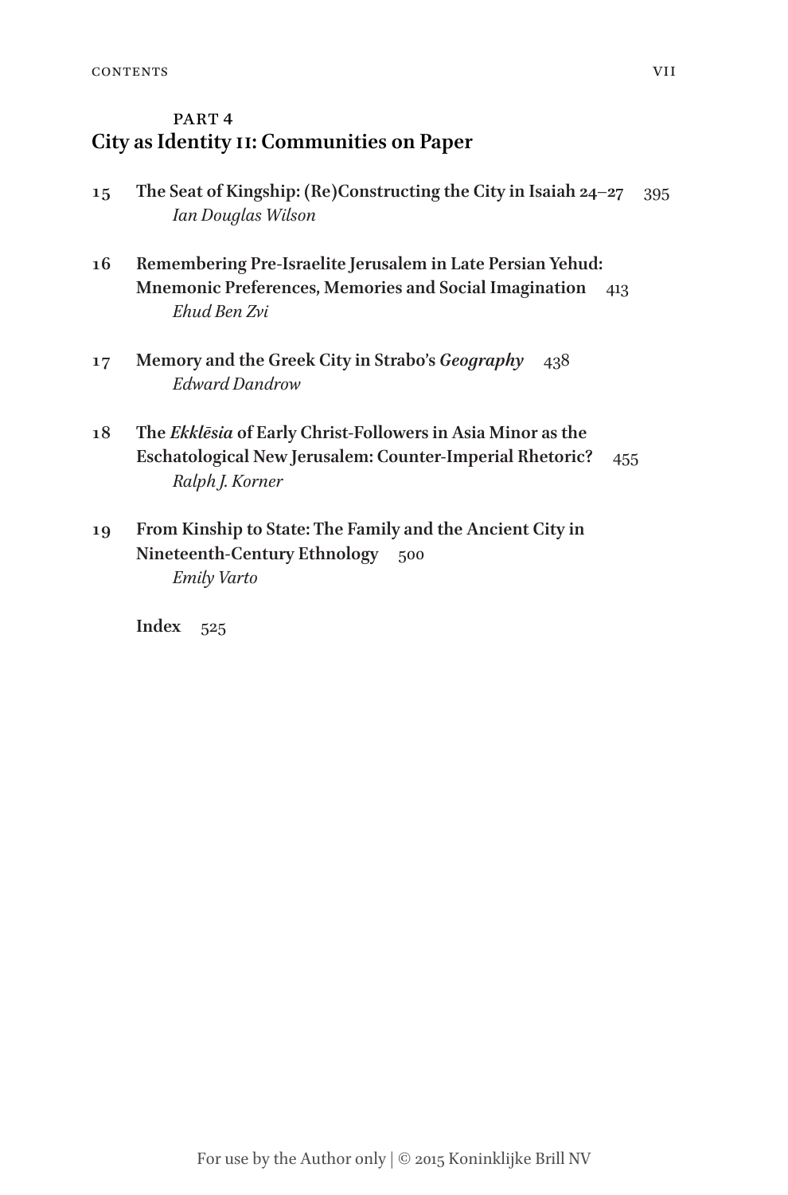## PART 4
## City as Identity II: Communities on Paper

15 **The Seat of Kingship: (Re)Constructing the City in Isaiah 24–27** 395
*Ian Douglas Wilson*

16 **Remembering Pre-Israelite Jerusalem in Late Persian Yehud: Mnemonic Preferences, Memories and Social Imagination** 413
*Ehud Ben Zvi*

17 **Memory and the Greek City in Strabo's *Geography*** 438
*Edward Dandrow*

18 **The *Ekklēsia* of Early Christ-Followers in Asia Minor as the Eschatological New Jerusalem: Counter-Imperial Rhetoric?** 455
*Ralph J. Korner*

19 **From Kinship to State: The Family and the Ancient City in Nineteenth-Century Ethnology** 500
*Emily Varto*

**Index** 525

For use by the Author only | © 2015 Koninklijke Brill NV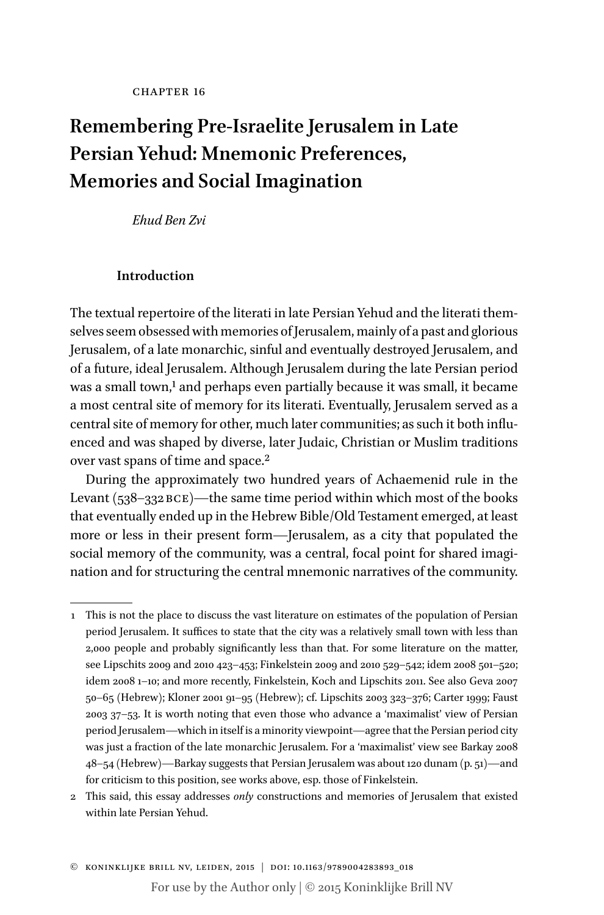CHAPTER 16

# Remembering Pre-Israelite Jerusalem in Late Persian Yehud: Mnemonic Preferences, Memories and Social Imagination

*Ehud Ben Zvi*

## Introduction

The textual repertoire of the literati in late Persian Yehud and the literati themselves seem obsessed with memories of Jerusalem, mainly of a past and glorious Jerusalem, of a late monarchic, sinful and eventually destroyed Jerusalem, and of a future, ideal Jerusalem. Although Jerusalem during the late Persian period was a small town,[1] and perhaps even partially because it was small, it became a most central site of memory for its literati. Eventually, Jerusalem served as a central site of memory for other, much later communities; as such it both influenced and was shaped by diverse, later Judaic, Christian or Muslim traditions over vast spans of time and space.[2]

During the approximately two hundred years of Achaemenid rule in the Levant (538–332 BCE)—the same time period within which most of the books that eventually ended up in the Hebrew Bible/Old Testament emerged, at least more or less in their present form—Jerusalem, as a city that populated the social memory of the community, was a central, focal point for shared imagination and for structuring the central mnemonic narratives of the community.

---

1 This is not the place to discuss the vast literature on estimates of the population of Persian period Jerusalem. It suffices to state that the city was a relatively small town with less than 2,000 people and probably significantly less than that. For some literature on the matter, see Lipschits 2009 and 2010 423–453; Finkelstein 2009 and 2010 529–542; idem 2008 501–520; idem 2008 1–10; and more recently, Finkelstein, Koch and Lipschits 2011. See also Geva 2007 50–65 (Hebrew); Kloner 2001 91–95 (Hebrew); cf. Lipschits 2003 323–376; Carter 1999; Faust 2003 37–53. It is worth noting that even those who advance a 'maximalist' view of Persian period Jerusalem—which in itself is a minority viewpoint—agree that the Persian period city was just a fraction of the late monarchic Jerusalem. For a 'maximalist' view see Barkay 2008 48–54 (Hebrew)—Barkay suggests that Persian Jerusalem was about 120 dunam (p. 51)—and for criticism to this position, see works above, esp. those of Finkelstein.

2 This said, this essay addresses *only* constructions and memories of Jerusalem that existed within late Persian Yehud.

© KONINKLIJKE BRILL NV, LEIDEN, 2015 | DOI: 10.1163/9789004283893_018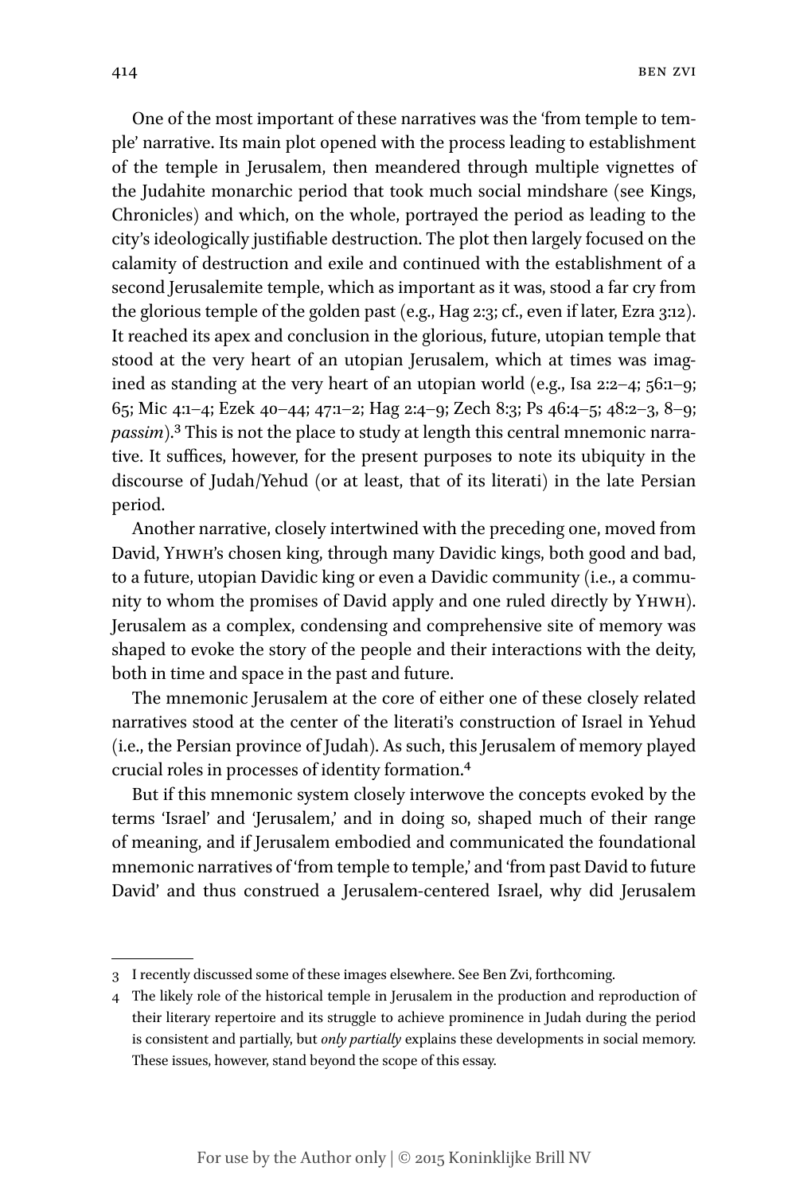One of the most important of these narratives was the 'from temple to temple' narrative. Its main plot opened with the process leading to establishment of the temple in Jerusalem, then meandered through multiple vignettes of the Judahite monarchic period that took much social mindshare (see Kings, Chronicles) and which, on the whole, portrayed the period as leading to the city's ideologically justifiable destruction. The plot then largely focused on the calamity of destruction and exile and continued with the establishment of a second Jerusalemite temple, which as important as it was, stood a far cry from the glorious temple of the golden past (e.g., Hag 2:3; cf., even if later, Ezra 3:12). It reached its apex and conclusion in the glorious, future, utopian temple that stood at the very heart of an utopian Jerusalem, which at times was imagined as standing at the very heart of an utopian world (e.g., Isa 2:2–4; 56:1–9; 65; Mic 4:1–4; Ezek 40–44; 47:1–2; Hag 2:4–9; Zech 8:3; Ps 46:4–5; 48:2–3, 8–9; *passim*).[3] This is not the place to study at length this central mnemonic narrative. It suffices, however, for the present purposes to note its ubiquity in the discourse of Judah/Yehud (or at least, that of its literati) in the late Persian period.

Another narrative, closely intertwined with the preceding one, moved from David, YHWH's chosen king, through many Davidic kings, both good and bad, to a future, utopian Davidic king or even a Davidic community (i.e., a community to whom the promises of David apply and one ruled directly by YHWH). Jerusalem as a complex, condensing and comprehensive site of memory was shaped to evoke the story of the people and their interactions with the deity, both in time and space in the past and future.

The mnemonic Jerusalem at the core of either one of these closely related narratives stood at the center of the literati's construction of Israel in Yehud (i.e., the Persian province of Judah). As such, this Jerusalem of memory played crucial roles in processes of identity formation.[4]

But if this mnemonic system closely interwove the concepts evoked by the terms 'Israel' and 'Jerusalem,' and in doing so, shaped much of their range of meaning, and if Jerusalem embodied and communicated the foundational mnemonic narratives of 'from temple to temple,' and 'from past David to future David' and thus construed a Jerusalem-centered Israel, why did Jerusalem

---

3 I recently discussed some of these images elsewhere. See Ben Zvi, forthcoming.

4 The likely role of the historical temple in Jerusalem in the production and reproduction of their literary repertoire and its struggle to achieve prominence in Judah during the period is consistent and partially, but *only partially* explains these developments in social memory. These issues, however, stand beyond the scope of this essay.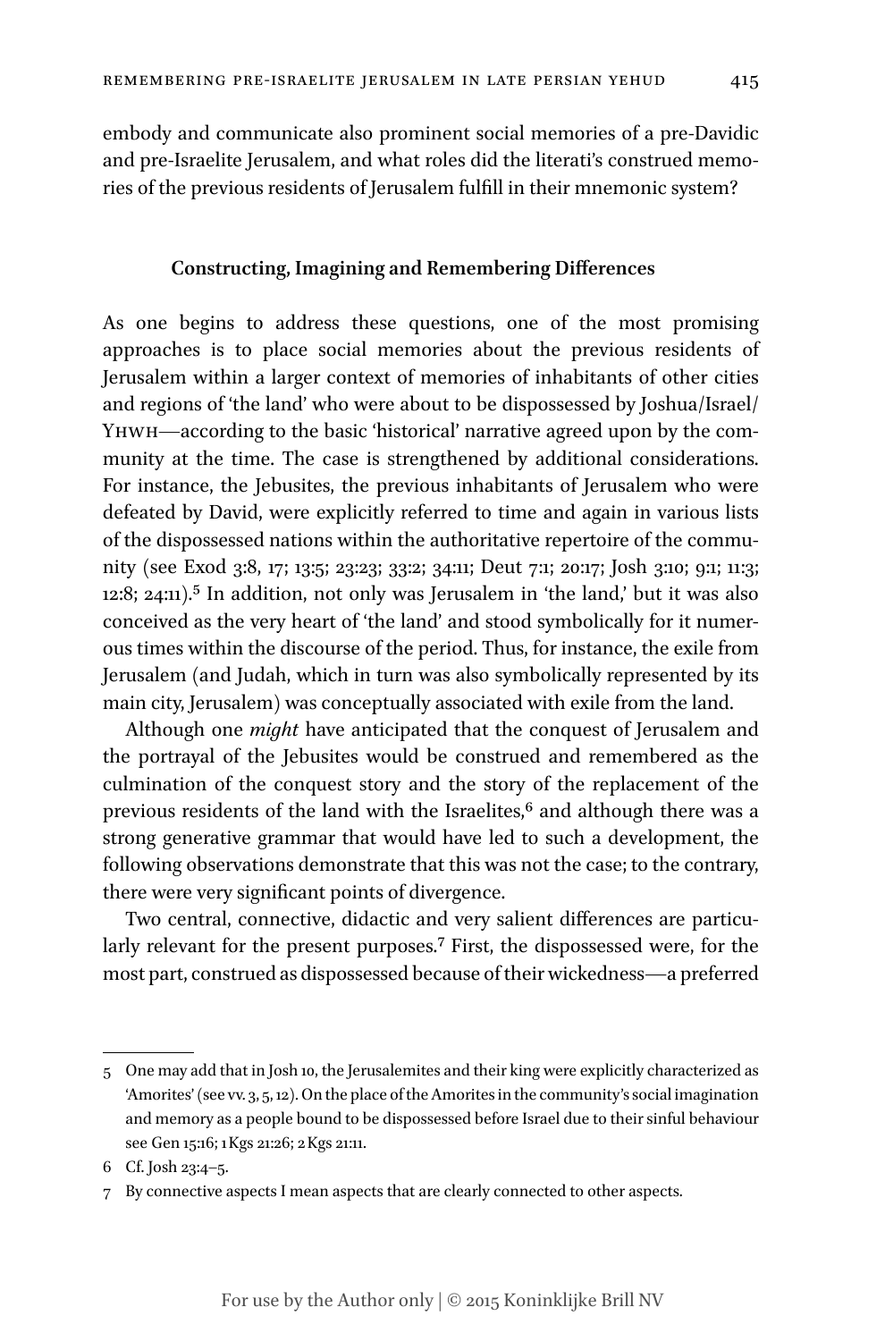embody and communicate also prominent social memories of a pre-Davidic and pre-Israelite Jerusalem, and what roles did the literati's construed memories of the previous residents of Jerusalem fulfill in their mnemonic system?

## Constructing, Imagining and Remembering Differences

As one begins to address these questions, one of the most promising approaches is to place social memories about the previous residents of Jerusalem within a larger context of memories of inhabitants of other cities and regions of 'the land' who were about to be dispossessed by Joshua/Israel/YHWH—according to the basic 'historical' narrative agreed upon by the community at the time. The case is strengthened by additional considerations. For instance, the Jebusites, the previous inhabitants of Jerusalem who were defeated by David, were explicitly referred to time and again in various lists of the dispossessed nations within the authoritative repertoire of the community (see Exod 3:8, 17; 13:5; 23:23; 33:2; 34:11; Deut 7:1; 20:17; Josh 3:10; 9:1; 11:3; 12:8; 24:11).[5] In addition, not only was Jerusalem in 'the land,' but it was also conceived as the very heart of 'the land' and stood symbolically for it numerous times within the discourse of the period. Thus, for instance, the exile from Jerusalem (and Judah, which in turn was also symbolically represented by its main city, Jerusalem) was conceptually associated with exile from the land.

Although one *might* have anticipated that the conquest of Jerusalem and the portrayal of the Jebusites would be construed and remembered as the culmination of the conquest story and the story of the replacement of the previous residents of the land with the Israelites,[6] and although there was a strong generative grammar that would have led to such a development, the following observations demonstrate that this was not the case; to the contrary, there were very significant points of divergence.

Two central, connective, didactic and very salient differences are particularly relevant for the present purposes.[7] First, the dispossessed were, for the most part, construed as dispossessed because of their wickedness—a preferred

---

5 One may add that in Josh 10, the Jerusalemites and their king were explicitly characterized as 'Amorites' (see vv. 3, 5, 12). On the place of the Amorites in the community's social imagination and memory as a people bound to be dispossessed before Israel due to their sinful behaviour see Gen 15:16; 1 Kgs 21:26; 2 Kgs 21:11.

6 Cf. Josh 23:4–5.

7 By connective aspects I mean aspects that are clearly connected to other aspects.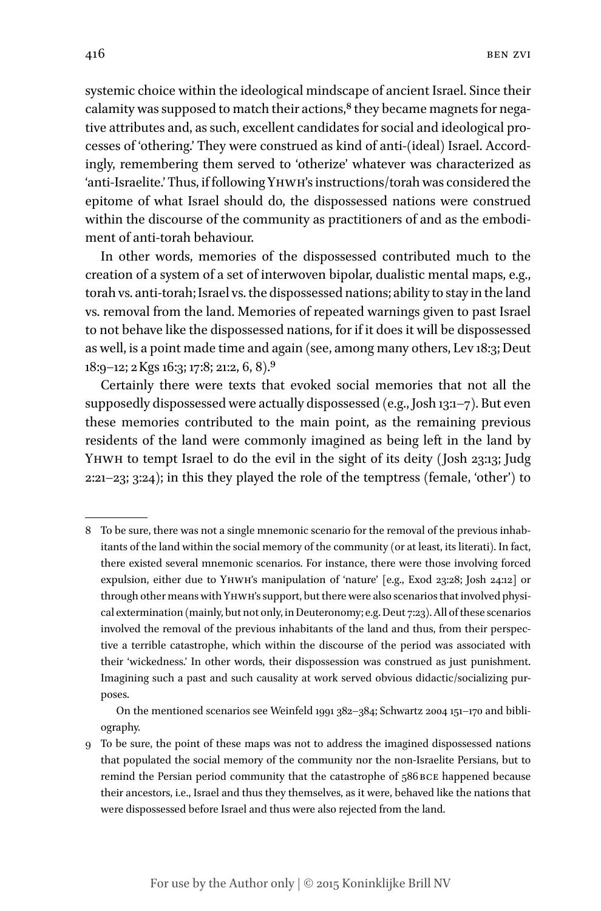systemic choice within the ideological mindscape of ancient Israel. Since their calamity was supposed to match their actions,[8] they became magnets for negative attributes and, as such, excellent candidates for social and ideological processes of 'othering.' They were construed as kind of anti-(ideal) Israel. Accordingly, remembering them served to 'otherize' whatever was characterized as 'anti-Israelite.' Thus, if following YHWH's instructions/torah was considered the epitome of what Israel should do, the dispossessed nations were construed within the discourse of the community as practitioners of and as the embodiment of anti-torah behaviour.

In other words, memories of the dispossessed contributed much to the creation of a system of a set of interwoven bipolar, dualistic mental maps, e.g., torah vs. anti-torah; Israel vs. the dispossessed nations; ability to stay in the land vs. removal from the land. Memories of repeated warnings given to past Israel to not behave like the dispossessed nations, for if it does it will be dispossessed as well, is a point made time and again (see, among many others, Lev 18:3; Deut 18:9–12; 2 Kgs 16:3; 17:8; 21:2, 6, 8).[9]

Certainly there were texts that evoked social memories that not all the supposedly dispossessed were actually dispossessed (e.g., Josh 13:1–7). But even these memories contributed to the main point, as the remaining previous residents of the land were commonly imagined as being left in the land by YHWH to tempt Israel to do the evil in the sight of its deity (Josh 23:13; Judg 2:21–23; 3:24); in this they played the role of the temptress (female, 'other') to

---

8 To be sure, there was not a single mnemonic scenario for the removal of the previous inhabitants of the land within the social memory of the community (or at least, its literati). In fact, there existed several mnemonic scenarios. For instance, there were those involving forced expulsion, either due to YHWH's manipulation of 'nature' [e.g., Exod 23:28; Josh 24:12] or through other means with YHWH's support, but there were also scenarios that involved physical extermination (mainly, but not only, in Deuteronomy; e.g. Deut 7:23). All of these scenarios involved the removal of the previous inhabitants of the land and thus, from their perspective a terrible catastrophe, which within the discourse of the period was associated with their 'wickedness.' In other words, their dispossession was construed as just punishment. Imagining such a past and such causality at work served obvious didactic/socializing purposes.

On the mentioned scenarios see Weinfeld 1991 382–384; Schwartz 2004 151–170 and bibliography.

9 To be sure, the point of these maps was not to address the imagined dispossessed nations that populated the social memory of the community nor the non-Israelite Persians, but to remind the Persian period community that the catastrophe of 586 BCE happened because their ancestors, i.e., Israel and thus they themselves, as it were, behaved like the nations that were dispossessed before Israel and thus were also rejected from the land.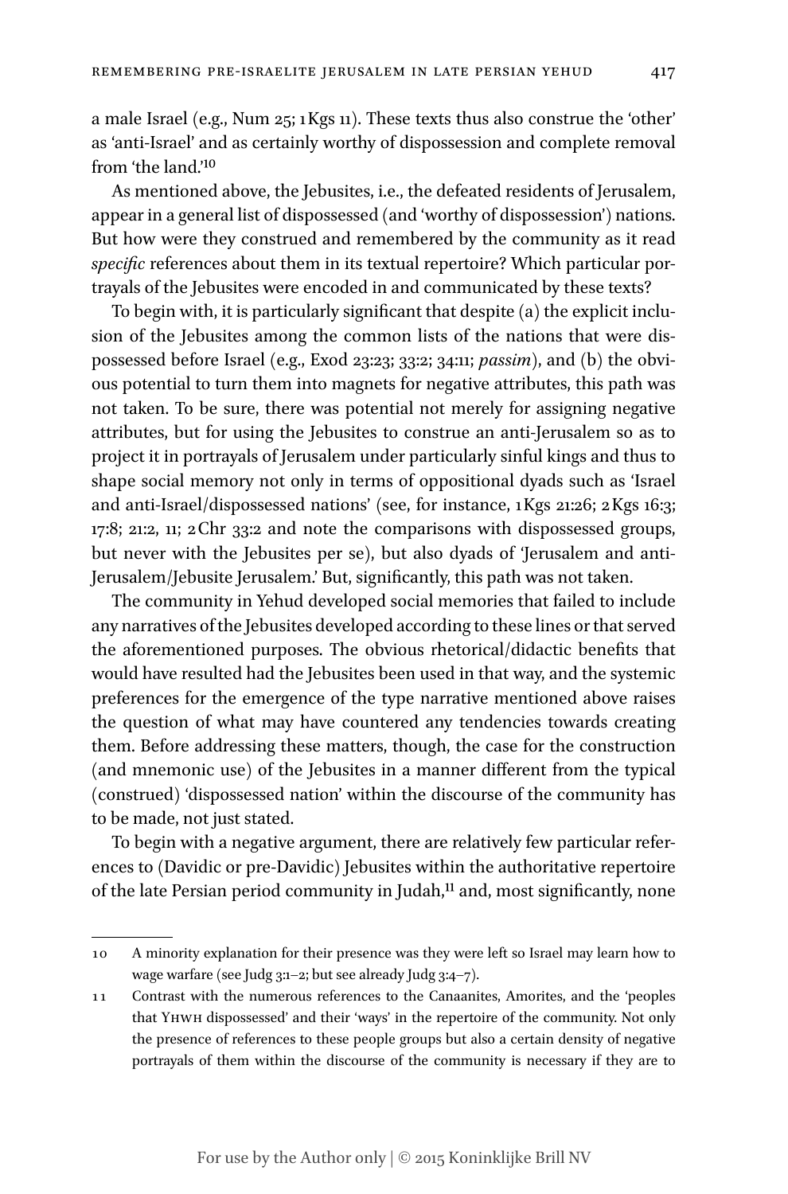a male Israel (e.g., Num 25; 1 Kgs 11). These texts thus also construe the 'other' as 'anti-Israel' and as certainly worthy of dispossession and complete removal from 'the land.'[10]

As mentioned above, the Jebusites, i.e., the defeated residents of Jerusalem, appear in a general list of dispossessed (and 'worthy of dispossession') nations. But how were they construed and remembered by the community as it read *specific* references about them in its textual repertoire? Which particular portrayals of the Jebusites were encoded in and communicated by these texts?

To begin with, it is particularly significant that despite (a) the explicit inclusion of the Jebusites among the common lists of the nations that were dispossessed before Israel (e.g., Exod 23:23; 33:2; 34:11; *passim*), and (b) the obvious potential to turn them into magnets for negative attributes, this path was not taken. To be sure, there was potential not merely for assigning negative attributes, but for using the Jebusites to construe an anti-Jerusalem so as to project it in portrayals of Jerusalem under particularly sinful kings and thus to shape social memory not only in terms of oppositional dyads such as 'Israel and anti-Israel/dispossessed nations' (see, for instance, 1 Kgs 21:26; 2 Kgs 16:3; 17:8; 21:2, 11; 2 Chr 33:2 and note the comparisons with dispossessed groups, but never with the Jebusites per se), but also dyads of 'Jerusalem and anti-Jerusalem/Jebusite Jerusalem.' But, significantly, this path was not taken.

The community in Yehud developed social memories that failed to include any narratives of the Jebusites developed according to these lines or that served the aforementioned purposes. The obvious rhetorical/didactic benefits that would have resulted had the Jebusites been used in that way, and the systemic preferences for the emergence of the type narrative mentioned above raises the question of what may have countered any tendencies towards creating them. Before addressing these matters, though, the case for the construction (and mnemonic use) of the Jebusites in a manner different from the typical (construed) 'dispossessed nation' within the discourse of the community has to be made, not just stated.

To begin with a negative argument, there are relatively few particular references to (Davidic or pre-Davidic) Jebusites within the authoritative repertoire of the late Persian period community in Judah,[11] and, most significantly, none

---

10 A minority explanation for their presence was they were left so Israel may learn how to wage warfare (see Judg 3:1–2; but see already Judg 3:4–7).

11 Contrast with the numerous references to the Canaanites, Amorites, and the 'peoples that YHWH dispossessed' and their 'ways' in the repertoire of the community. Not only the presence of references to these people groups but also a certain density of negative portrayals of them within the discourse of the community is necessary if they are to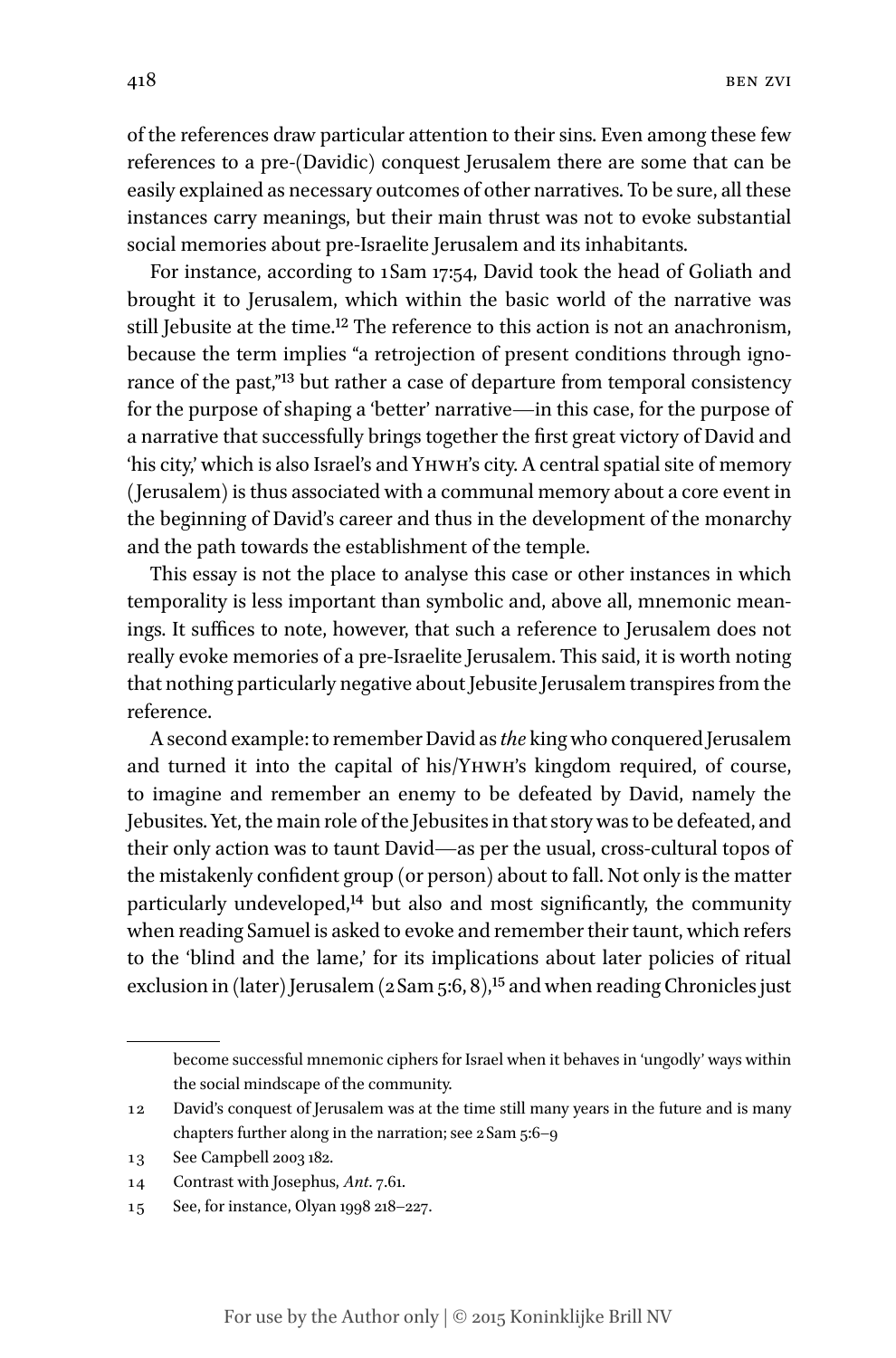of the references draw particular attention to their sins. Even among these few references to a pre-(Davidic) conquest Jerusalem there are some that can be easily explained as necessary outcomes of other narratives. To be sure, all these instances carry meanings, but their main thrust was not to evoke substantial social memories about pre-Israelite Jerusalem and its inhabitants.

For instance, according to 1Sam 17:54, David took the head of Goliath and brought it to Jerusalem, which within the basic world of the narrative was still Jebusite at the time.[12] The reference to this action is not an anachronism, because the term implies "a retrojection of present conditions through ignorance of the past,"[13] but rather a case of departure from temporal consistency for the purpose of shaping a 'better' narrative—in this case, for the purpose of a narrative that successfully brings together the first great victory of David and 'his city,' which is also Israel's and YHWH's city. A central spatial site of memory (Jerusalem) is thus associated with a communal memory about a core event in the beginning of David's career and thus in the development of the monarchy and the path towards the establishment of the temple.

This essay is not the place to analyse this case or other instances in which temporality is less important than symbolic and, above all, mnemonic meanings. It suffices to note, however, that such a reference to Jerusalem does not really evoke memories of a pre-Israelite Jerusalem. This said, it is worth noting that nothing particularly negative about Jebusite Jerusalem transpires from the reference.

A second example: to remember David as *the* king who conquered Jerusalem and turned it into the capital of his/YHWH's kingdom required, of course, to imagine and remember an enemy to be defeated by David, namely the Jebusites. Yet, the main role of the Jebusites in that story was to be defeated, and their only action was to taunt David—as per the usual, cross-cultural topos of the mistakenly confident group (or person) about to fall. Not only is the matter particularly undeveloped,[14] but also and most significantly, the community when reading Samuel is asked to evoke and remember their taunt, which refers to the 'blind and the lame,' for its implications about later policies of ritual exclusion in (later) Jerusalem (2Sam 5:6, 8),[15] and when reading Chronicles just

---

become successful mnemonic ciphers for Israel when it behaves in 'ungodly' ways within the social mindscape of the community.

12 David's conquest of Jerusalem was at the time still many years in the future and is many chapters further along in the narration; see 2Sam 5:6–9

13 See Campbell 2003 182.

14 Contrast with Josephus, *Ant.* 7.61.

15 See, for instance, Olyan 1998 218–227.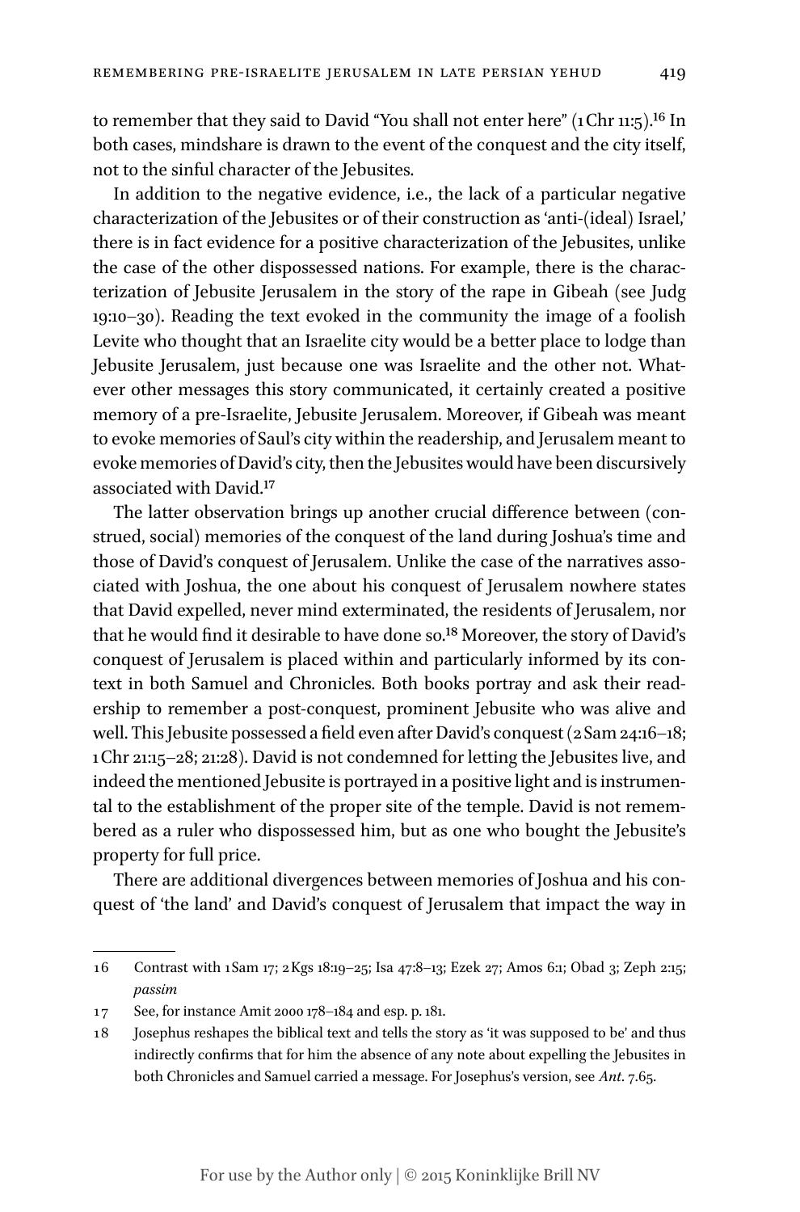to remember that they said to David "You shall not enter here" (1 Chr 11:5).[16] In both cases, mindshare is drawn to the event of the conquest and the city itself, not to the sinful character of the Jebusites.

In addition to the negative evidence, i.e., the lack of a particular negative characterization of the Jebusites or of their construction as 'anti-(ideal) Israel,' there is in fact evidence for a positive characterization of the Jebusites, unlike the case of the other dispossessed nations. For example, there is the characterization of Jebusite Jerusalem in the story of the rape in Gibeah (see Judg 19:10–30). Reading the text evoked in the community the image of a foolish Levite who thought that an Israelite city would be a better place to lodge than Jebusite Jerusalem, just because one was Israelite and the other not. Whatever other messages this story communicated, it certainly created a positive memory of a pre-Israelite, Jebusite Jerusalem. Moreover, if Gibeah was meant to evoke memories of Saul's city within the readership, and Jerusalem meant to evoke memories of David's city, then the Jebusites would have been discursively associated with David.[17]

The latter observation brings up another crucial difference between (construed, social) memories of the conquest of the land during Joshua's time and those of David's conquest of Jerusalem. Unlike the case of the narratives associated with Joshua, the one about his conquest of Jerusalem nowhere states that David expelled, never mind exterminated, the residents of Jerusalem, nor that he would find it desirable to have done so.[18] Moreover, the story of David's conquest of Jerusalem is placed within and particularly informed by its context in both Samuel and Chronicles. Both books portray and ask their readership to remember a post-conquest, prominent Jebusite who was alive and well. This Jebusite possessed a field even after David's conquest (2 Sam 24:16–18; 1 Chr 21:15–28; 21:28). David is not condemned for letting the Jebusites live, and indeed the mentioned Jebusite is portrayed in a positive light and is instrumental to the establishment of the proper site of the temple. David is not remembered as a ruler who dispossessed him, but as one who bought the Jebusite's property for full price.

There are additional divergences between memories of Joshua and his conquest of 'the land' and David's conquest of Jerusalem that impact the way in

---

16 Contrast with 1 Sam 17; 2 Kgs 18:19–25; Isa 47:8–13; Ezek 27; Amos 6:1; Obad 3; Zeph 2:15; *passim*

17 See, for instance Amit 2000 178–184 and esp. p. 181.

18 Josephus reshapes the biblical text and tells the story as 'it was supposed to be' and thus indirectly confirms that for him the absence of any note about expelling the Jebusites in both Chronicles and Samuel carried a message. For Josephus's version, see *Ant*. 7.65.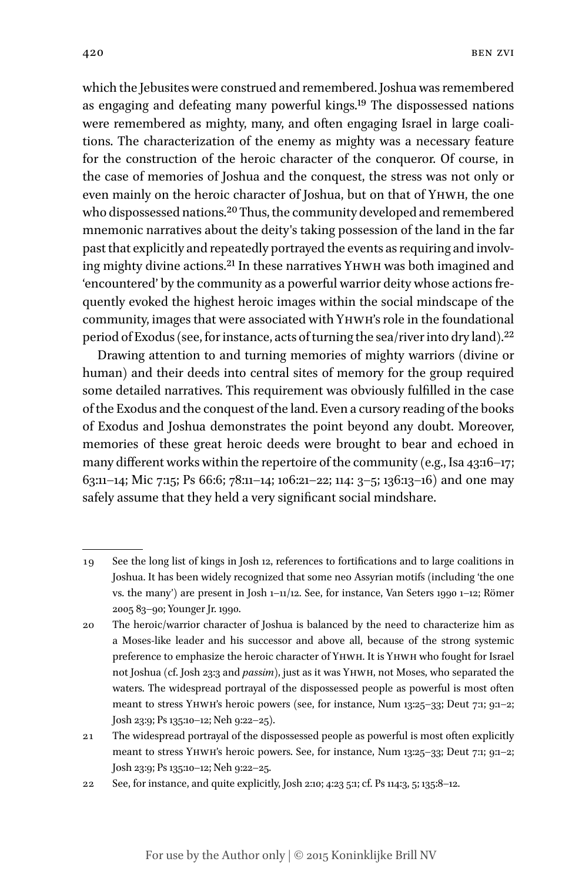which the Jebusites were construed and remembered. Joshua was remembered as engaging and defeating many powerful kings.[19] The dispossessed nations were remembered as mighty, many, and often engaging Israel in large coalitions. The characterization of the enemy as mighty was a necessary feature for the construction of the heroic character of the conqueror. Of course, in the case of memories of Joshua and the conquest, the stress was not only or even mainly on the heroic character of Joshua, but on that of YHWH, the one who dispossessed nations.[20] Thus, the community developed and remembered mnemonic narratives about the deity's taking possession of the land in the far past that explicitly and repeatedly portrayed the events as requiring and involving mighty divine actions.[21] In these narratives YHWH was both imagined and 'encountered' by the community as a powerful warrior deity whose actions frequently evoked the highest heroic images within the social mindscape of the community, images that were associated with YHWH's role in the foundational period of Exodus (see, for instance, acts of turning the sea/river into dry land).[22]

Drawing attention to and turning memories of mighty warriors (divine or human) and their deeds into central sites of memory for the group required some detailed narratives. This requirement was obviously fulfilled in the case of the Exodus and the conquest of the land. Even a cursory reading of the books of Exodus and Joshua demonstrates the point beyond any doubt. Moreover, memories of these great heroic deeds were brought to bear and echoed in many different works within the repertoire of the community (e.g., Isa 43:16–17; 63:11–14; Mic 7:15; Ps 66:6; 78:11–14; 106:21–22; 114: 3–5; 136:13–16) and one may safely assume that they held a very significant social mindshare.

---

19 See the long list of kings in Josh 12, references to fortifications and to large coalitions in Joshua. It has been widely recognized that some neo Assyrian motifs (including 'the one vs. the many') are present in Josh 1–11/12. See, for instance, Van Seters 1990 1–12; Römer 2005 83–90; Younger Jr. 1990.

20 The heroic/warrior character of Joshua is balanced by the need to characterize him as a Moses-like leader and his successor and above all, because of the strong systemic preference to emphasize the heroic character of YHWH. It is YHWH who fought for Israel not Joshua (cf. Josh 23:3 and *passim*), just as it was YHWH, not Moses, who separated the waters. The widespread portrayal of the dispossessed people as powerful is most often meant to stress YHWH's heroic powers (see, for instance, Num 13:25–33; Deut 7:1; 9:1–2; Josh 23:9; Ps 135:10–12; Neh 9:22–25).

21 The widespread portrayal of the dispossessed people as powerful is most often explicitly meant to stress YHWH's heroic powers. See, for instance, Num 13:25–33; Deut 7:1; 9:1–2; Josh 23:9; Ps 135:10–12; Neh 9:22–25.

22 See, for instance, and quite explicitly, Josh 2:10; 4:23 5:1; cf. Ps 114:3, 5; 135:8–12.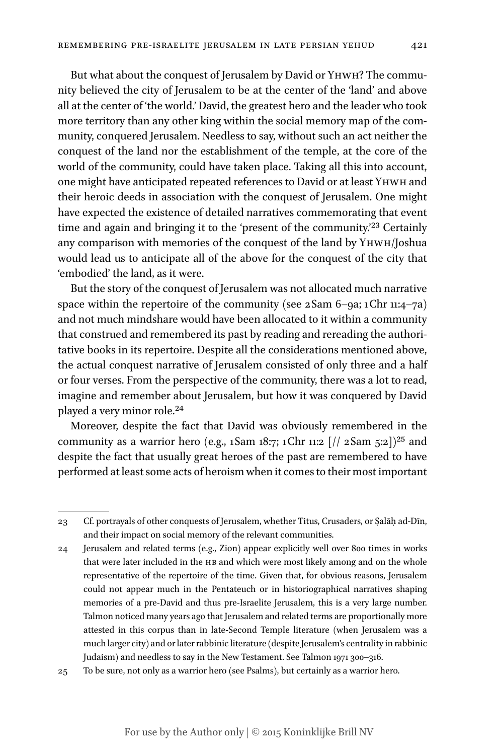But what about the conquest of Jerusalem by David or YHWH? The community believed the city of Jerusalem to be at the center of the 'land' and above all at the center of 'the world.' David, the greatest hero and the leader who took more territory than any other king within the social memory map of the community, conquered Jerusalem. Needless to say, without such an act neither the conquest of the land nor the establishment of the temple, at the core of the world of the community, could have taken place. Taking all this into account, one might have anticipated repeated references to David or at least YHWH and their heroic deeds in association with the conquest of Jerusalem. One might have expected the existence of detailed narratives commemorating that event time and again and bringing it to the 'present of the community.'[23] Certainly any comparison with memories of the conquest of the land by YHWH/Joshua would lead us to anticipate all of the above for the conquest of the city that 'embodied' the land, as it were.

But the story of the conquest of Jerusalem was not allocated much narrative space within the repertoire of the community (see 2 Sam 6–9a; 1 Chr 11:4–7a) and not much mindshare would have been allocated to it within a community that construed and remembered its past by reading and rereading the authoritative books in its repertoire. Despite all the considerations mentioned above, the actual conquest narrative of Jerusalem consisted of only three and a half or four verses. From the perspective of the community, there was a lot to read, imagine and remember about Jerusalem, but how it was conquered by David played a very minor role.[24]

Moreover, despite the fact that David was obviously remembered in the community as a warrior hero (e.g., 1 Sam 18:7; 1 Chr 11:2 [// 2 Sam 5:2])[25] and despite the fact that usually great heroes of the past are remembered to have performed at least some acts of heroism when it comes to their most important

---

23 Cf. portrayals of other conquests of Jerusalem, whether Titus, Crusaders, or Ṣalāḥ ad-Dīn, and their impact on social memory of the relevant communities.

24 Jerusalem and related terms (e.g., Zion) appear explicitly well over 800 times in works that were later included in the HB and which were most likely among and on the whole representative of the repertoire of the time. Given that, for obvious reasons, Jerusalem could not appear much in the Pentateuch or in historiographical narratives shaping memories of a pre-David and thus pre-Israelite Jerusalem, this is a very large number. Talmon noticed many years ago that Jerusalem and related terms are proportionally more attested in this corpus than in late-Second Temple literature (when Jerusalem was a much larger city) and or later rabbinic literature (despite Jerusalem's centrality in rabbinic Judaism) and needless to say in the New Testament. See Talmon 1971 300–316.

25 To be sure, not only as a warrior hero (see Psalms), but certainly as a warrior hero.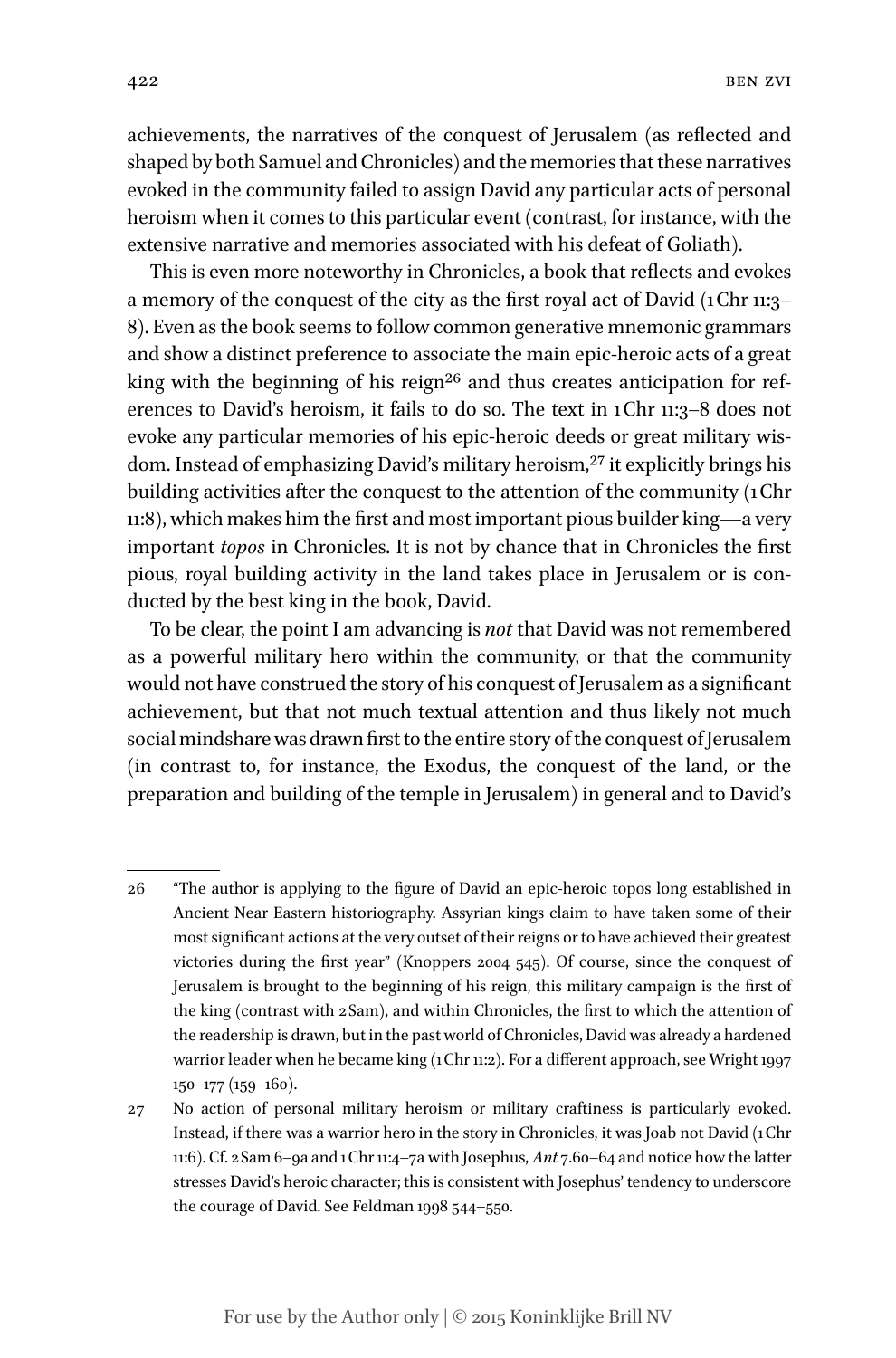achievements, the narratives of the conquest of Jerusalem (as reflected and shaped by both Samuel and Chronicles) and the memories that these narratives evoked in the community failed to assign David any particular acts of personal heroism when it comes to this particular event (contrast, for instance, with the extensive narrative and memories associated with his defeat of Goliath).

This is even more noteworthy in Chronicles, a book that reflects and evokes a memory of the conquest of the city as the first royal act of David (1Chr 11:3–8). Even as the book seems to follow common generative mnemonic grammars and show a distinct preference to associate the main epic-heroic acts of a great king with the beginning of his reign[26] and thus creates anticipation for references to David's heroism, it fails to do so. The text in 1Chr 11:3–8 does not evoke any particular memories of his epic-heroic deeds or great military wisdom. Instead of emphasizing David's military heroism,[27] it explicitly brings his building activities after the conquest to the attention of the community (1Chr 11:8), which makes him the first and most important pious builder king—a very important *topos* in Chronicles. It is not by chance that in Chronicles the first pious, royal building activity in the land takes place in Jerusalem or is conducted by the best king in the book, David.

To be clear, the point I am advancing is *not* that David was not remembered as a powerful military hero within the community, or that the community would not have construed the story of his conquest of Jerusalem as a significant achievement, but that not much textual attention and thus likely not much social mindshare was drawn first to the entire story of the conquest of Jerusalem (in contrast to, for instance, the Exodus, the conquest of the land, or the preparation and building of the temple in Jerusalem) in general and to David's

---

26 "The author is applying to the figure of David an epic-heroic topos long established in Ancient Near Eastern historiography. Assyrian kings claim to have taken some of their most significant actions at the very outset of their reigns or to have achieved their greatest victories during the first year" (Knoppers 2004 545). Of course, since the conquest of Jerusalem is brought to the beginning of his reign, this military campaign is the first of the king (contrast with 2Sam), and within Chronicles, the first to which the attention of the readership is drawn, but in the past world of Chronicles, David was already a hardened warrior leader when he became king (1Chr 11:2). For a different approach, see Wright 1997 150–177 (159–160).

27 No action of personal military heroism or military craftiness is particularly evoked. Instead, if there was a warrior hero in the story in Chronicles, it was Joab not David (1Chr 11:6). Cf. 2Sam 6–9a and 1Chr 11:4–7a with Josephus, *Ant* 7.60–64 and notice how the latter stresses David's heroic character; this is consistent with Josephus' tendency to underscore the courage of David. See Feldman 1998 544–550.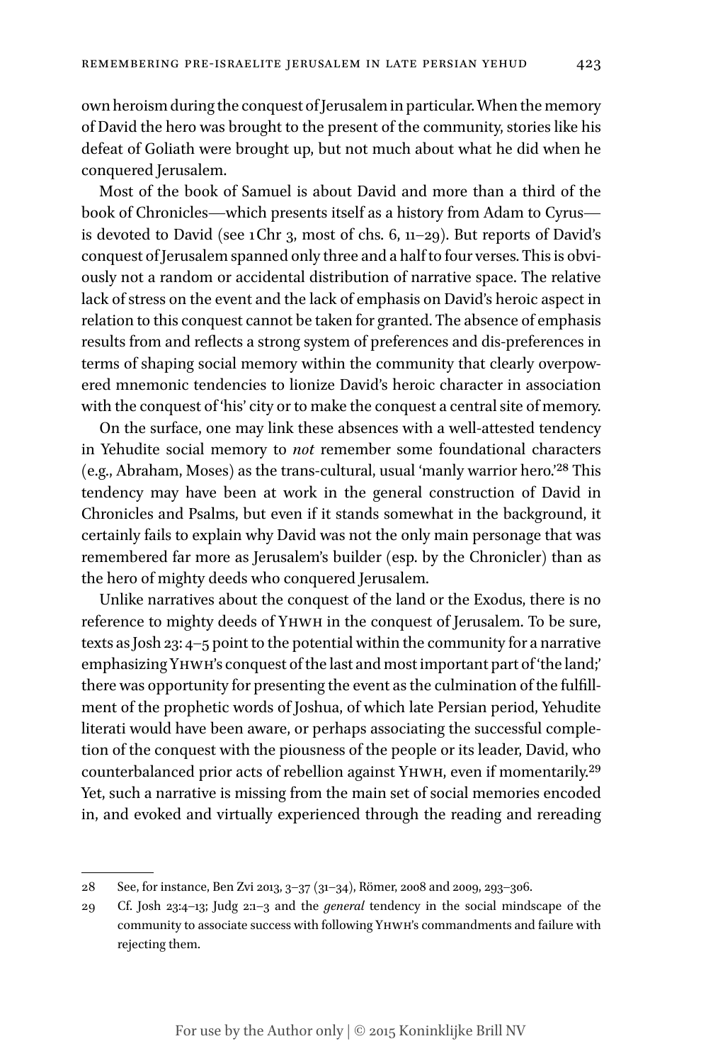own heroism during the conquest of Jerusalem in particular. When the memory of David the hero was brought to the present of the community, stories like his defeat of Goliath were brought up, but not much about what he did when he conquered Jerusalem.

Most of the book of Samuel is about David and more than a third of the book of Chronicles—which presents itself as a history from Adam to Cyrus—is devoted to David (see 1 Chr 3, most of chs. 6, 11–29). But reports of David's conquest of Jerusalem spanned only three and a half to four verses. This is obviously not a random or accidental distribution of narrative space. The relative lack of stress on the event and the lack of emphasis on David's heroic aspect in relation to this conquest cannot be taken for granted. The absence of emphasis results from and reflects a strong system of preferences and dis-preferences in terms of shaping social memory within the community that clearly overpowered mnemonic tendencies to lionize David's heroic character in association with the conquest of 'his' city or to make the conquest a central site of memory.

On the surface, one may link these absences with a well-attested tendency in Yehudite social memory to *not* remember some foundational characters (e.g., Abraham, Moses) as the trans-cultural, usual 'manly warrior hero.'[28] This tendency may have been at work in the general construction of David in Chronicles and Psalms, but even if it stands somewhat in the background, it certainly fails to explain why David was not the only main personage that was remembered far more as Jerusalem's builder (esp. by the Chronicler) than as the hero of mighty deeds who conquered Jerusalem.

Unlike narratives about the conquest of the land or the Exodus, there is no reference to mighty deeds of YHWH in the conquest of Jerusalem. To be sure, texts as Josh 23: 4–5 point to the potential within the community for a narrative emphasizing YHWH's conquest of the last and most important part of 'the land;' there was opportunity for presenting the event as the culmination of the fulfillment of the prophetic words of Joshua, of which late Persian period, Yehudite literati would have been aware, or perhaps associating the successful completion of the conquest with the piousness of the people or its leader, David, who counterbalanced prior acts of rebellion against YHWH, even if momentarily.[29] Yet, such a narrative is missing from the main set of social memories encoded in, and evoked and virtually experienced through the reading and rereading

---

28 See, for instance, Ben Zvi 2013, 3–37 (31–34), Römer, 2008 and 2009, 293–306.

29 Cf. Josh 23:4–13; Judg 2:1–3 and the *general* tendency in the social mindscape of the community to associate success with following YHWH's commandments and failure with rejecting them.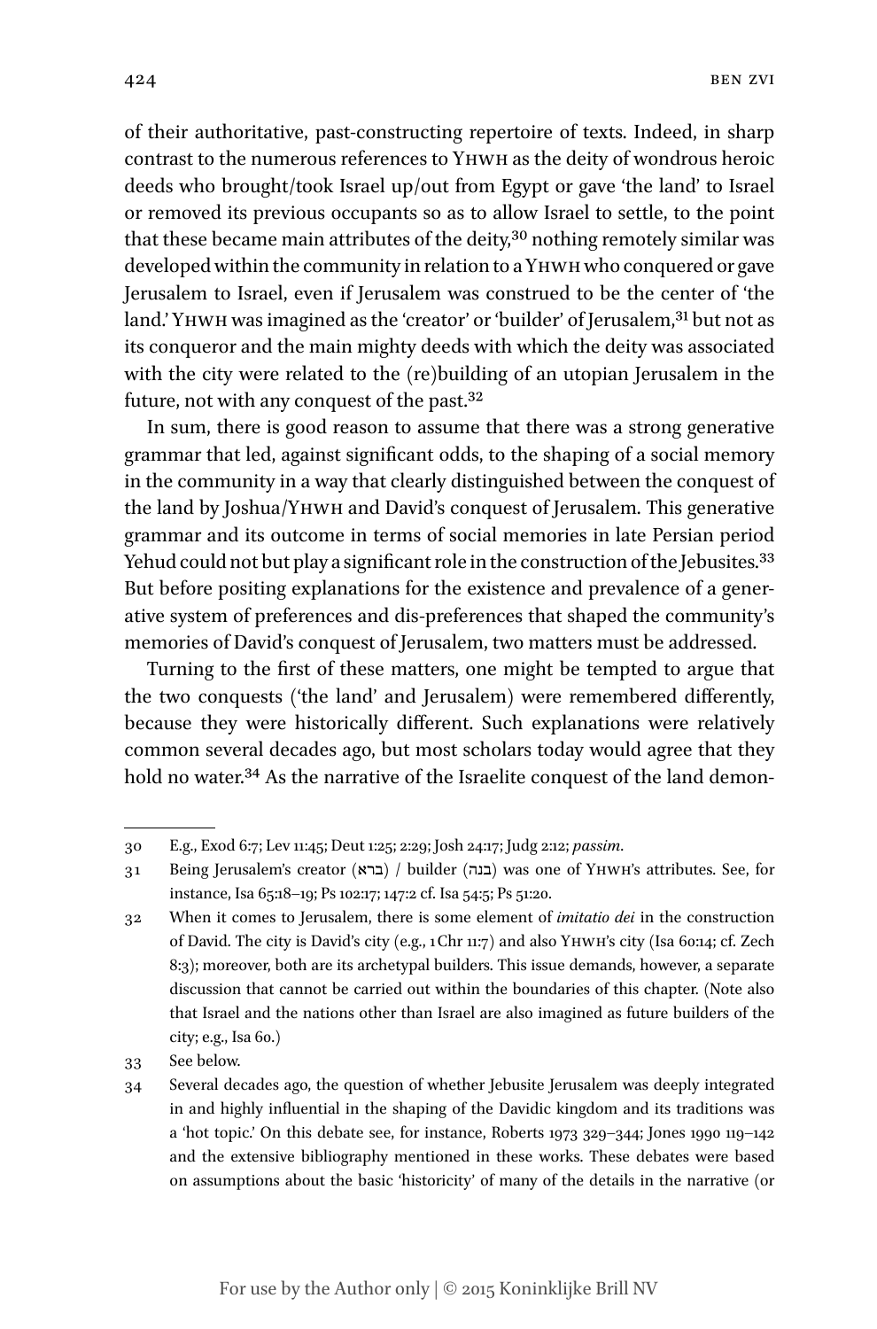of their authoritative, past-constructing repertoire of texts. Indeed, in sharp contrast to the numerous references to YHWH as the deity of wondrous heroic deeds who brought/took Israel up/out from Egypt or gave 'the land' to Israel or removed its previous occupants so as to allow Israel to settle, to the point that these became main attributes of the deity,[30] nothing remotely similar was developed within the community in relation to a YHWH who conquered or gave Jerusalem to Israel, even if Jerusalem was construed to be the center of 'the land.' YHWH was imagined as the 'creator' or 'builder' of Jerusalem,[31] but not as its conqueror and the main mighty deeds with which the deity was associated with the city were related to the (re)building of an utopian Jerusalem in the future, not with any conquest of the past.[32]

In sum, there is good reason to assume that there was a strong generative grammar that led, against significant odds, to the shaping of a social memory in the community in a way that clearly distinguished between the conquest of the land by Joshua/YHWH and David's conquest of Jerusalem. This generative grammar and its outcome in terms of social memories in late Persian period Yehud could not but play a significant role in the construction of the Jebusites.[33] But before positing explanations for the existence and prevalence of a generative system of preferences and dis-preferences that shaped the community's memories of David's conquest of Jerusalem, two matters must be addressed.

Turning to the first of these matters, one might be tempted to argue that the two conquests ('the land' and Jerusalem) were remembered differently, because they were historically different. Such explanations were relatively common several decades ago, but most scholars today would agree that they hold no water.[34] As the narrative of the Israelite conquest of the land demon-

---

30 E.g., Exod 6:7; Lev 11:45; Deut 1:25; 2:29; Josh 24:17; Judg 2:12; *passim*.

31 Being Jerusalem's creator (ברא) / builder (בנה) was one of YHWH's attributes. See, for instance, Isa 65:18–19; Ps 102:17; 147:2 cf. Isa 54:5; Ps 51:20.

32 When it comes to Jerusalem, there is some element of *imitatio dei* in the construction of David. The city is David's city (e.g., 1 Chr 11:7) and also YHWH's city (Isa 60:14; cf. Zech 8:3); moreover, both are its archetypal builders. This issue demands, however, a separate discussion that cannot be carried out within the boundaries of this chapter. (Note also that Israel and the nations other than Israel are also imagined as future builders of the city; e.g., Isa 60.)

33 See below.

34 Several decades ago, the question of whether Jebusite Jerusalem was deeply integrated in and highly influential in the shaping of the Davidic kingdom and its traditions was a 'hot topic.' On this debate see, for instance, Roberts 1973 329–344; Jones 1990 119–142 and the extensive bibliography mentioned in these works. These debates were based on assumptions about the basic 'historicity' of many of the details in the narrative (or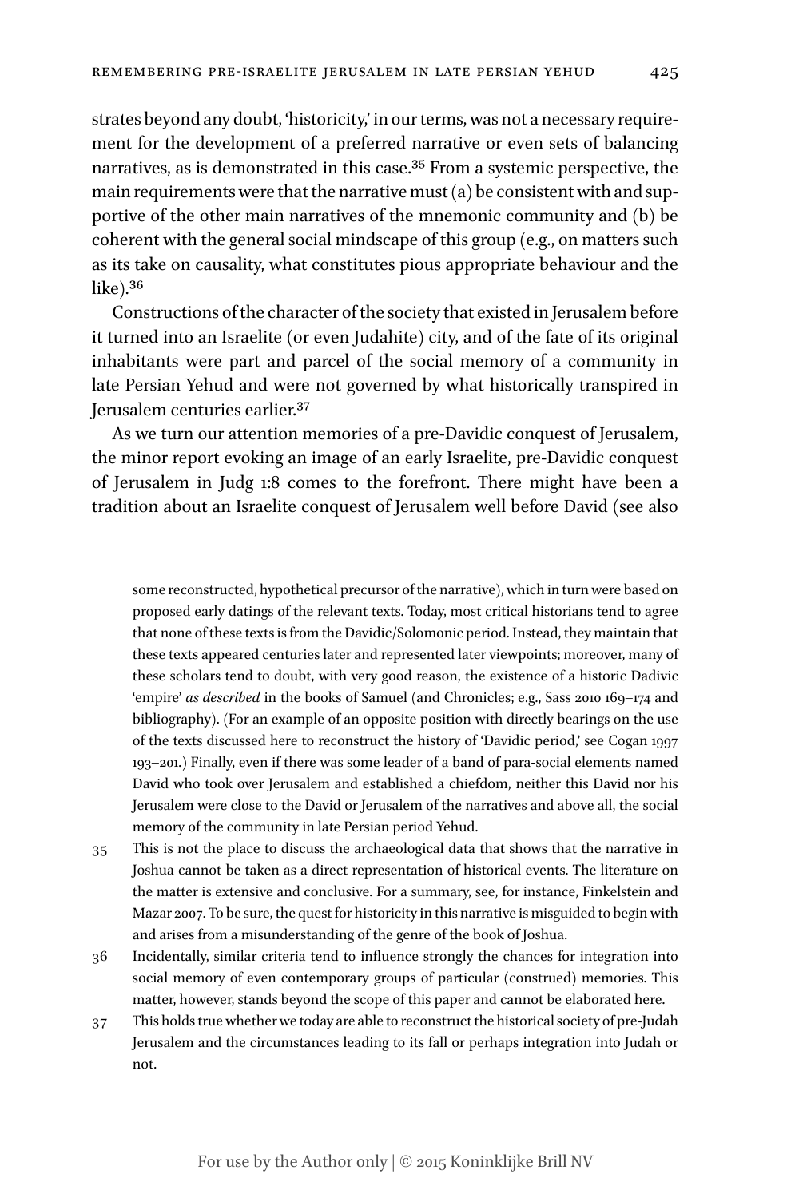strates beyond any doubt, 'historicity,' in our terms, was not a necessary requirement for the development of a preferred narrative or even sets of balancing narratives, as is demonstrated in this case.[35] From a systemic perspective, the main requirements were that the narrative must (a) be consistent with and supportive of the other main narratives of the mnemonic community and (b) be coherent with the general social mindscape of this group (e.g., on matters such as its take on causality, what constitutes pious appropriate behaviour and the like).[36]

Constructions of the character of the society that existed in Jerusalem before it turned into an Israelite (or even Judahite) city, and of the fate of its original inhabitants were part and parcel of the social memory of a community in late Persian Yehud and were not governed by what historically transpired in Jerusalem centuries earlier.[37]

As we turn our attention memories of a pre-Davidic conquest of Jerusalem, the minor report evoking an image of an early Israelite, pre-Davidic conquest of Jerusalem in Judg 1:8 comes to the forefront. There might have been a tradition about an Israelite conquest of Jerusalem well before David (see also

---

some reconstructed, hypothetical precursor of the narrative), which in turn were based on proposed early datings of the relevant texts. Today, most critical historians tend to agree that none of these texts is from the Davidic/Solomonic period. Instead, they maintain that these texts appeared centuries later and represented later viewpoints; moreover, many of these scholars tend to doubt, with very good reason, the existence of a historic Dadivic 'empire' *as described* in the books of Samuel (and Chronicles; e.g., Sass 2010 169–174 and bibliography). (For an example of an opposite position with directly bearings on the use of the texts discussed here to reconstruct the history of 'Davidic period,' see Cogan 1997 193–201.) Finally, even if there was some leader of a band of para-social elements named David who took over Jerusalem and established a chiefdom, neither this David nor his Jerusalem were close to the David or Jerusalem of the narratives and above all, the social memory of the community in late Persian period Yehud.

35 This is not the place to discuss the archaeological data that shows that the narrative in Joshua cannot be taken as a direct representation of historical events. The literature on the matter is extensive and conclusive. For a summary, see, for instance, Finkelstein and Mazar 2007. To be sure, the quest for historicity in this narrative is misguided to begin with and arises from a misunderstanding of the genre of the book of Joshua.

36 Incidentally, similar criteria tend to influence strongly the chances for integration into social memory of even contemporary groups of particular (construed) memories. This matter, however, stands beyond the scope of this paper and cannot be elaborated here.

37 This holds true whether we today are able to reconstruct the historical society of pre-Judah Jerusalem and the circumstances leading to its fall or perhaps integration into Judah or not.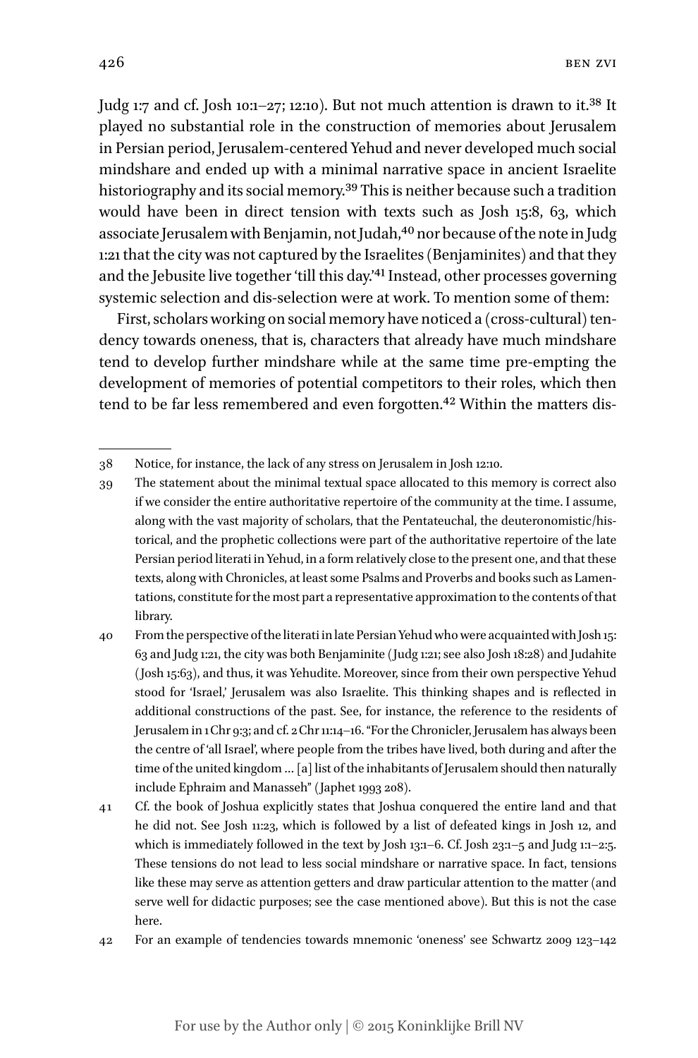Judg 1:7 and cf. Josh 10:1–27; 12:10). But not much attention is drawn to it.[38] It played no substantial role in the construction of memories about Jerusalem in Persian period, Jerusalem-centered Yehud and never developed much social mindshare and ended up with a minimal narrative space in ancient Israelite historiography and its social memory.[39] This is neither because such a tradition would have been in direct tension with texts such as Josh 15:8, 63, which associate Jerusalem with Benjamin, not Judah,[40] nor because of the note in Judg 1:21 that the city was not captured by the Israelites (Benjaminites) and that they and the Jebusite live together 'till this day.'[41] Instead, other processes governing systemic selection and dis-selection were at work. To mention some of them:

First, scholars working on social memory have noticed a (cross-cultural) tendency towards oneness, that is, characters that already have much mindshare tend to develop further mindshare while at the same time pre-empting the development of memories of potential competitors to their roles, which then tend to be far less remembered and even forgotten.[42] Within the matters dis-

---

38 Notice, for instance, the lack of any stress on Jerusalem in Josh 12:10.

39 The statement about the minimal textual space allocated to this memory is correct also if we consider the entire authoritative repertoire of the community at the time. I assume, along with the vast majority of scholars, that the Pentateuchal, the deuteronomistic/historical, and the prophetic collections were part of the authoritative repertoire of the late Persian period literati in Yehud, in a form relatively close to the present one, and that these texts, along with Chronicles, at least some Psalms and Proverbs and books such as Lamentations, constitute for the most part a representative approximation to the contents of that library.

40 From the perspective of the literati in late Persian Yehud who were acquainted with Josh 15:63 and Judg 1:21, the city was both Benjaminite (Judg 1:21; see also Josh 18:28) and Judahite (Josh 15:63), and thus, it was Yehudite. Moreover, since from their own perspective Yehud stood for 'Israel,' Jerusalem was also Israelite. This thinking shapes and is reflected in additional constructions of the past. See, for instance, the reference to the residents of Jerusalem in 1 Chr 9:3; and cf. 2 Chr 11:14–16. "For the Chronicler, Jerusalem has always been the centre of 'all Israel', where people from the tribes have lived, both during and after the time of the united kingdom … [a] list of the inhabitants of Jerusalem should then naturally include Ephraim and Manasseh" (Japhet 1993 208).

41 Cf. the book of Joshua explicitly states that Joshua conquered the entire land and that he did not. See Josh 11:23, which is followed by a list of defeated kings in Josh 12, and which is immediately followed in the text by Josh 13:1–6. Cf. Josh 23:1–5 and Judg 1:1–2:5. These tensions do not lead to less social mindshare or narrative space. In fact, tensions like these may serve as attention getters and draw particular attention to the matter (and serve well for didactic purposes; see the case mentioned above). But this is not the case here.

42 For an example of tendencies towards mnemonic 'oneness' see Schwartz 2009 123–142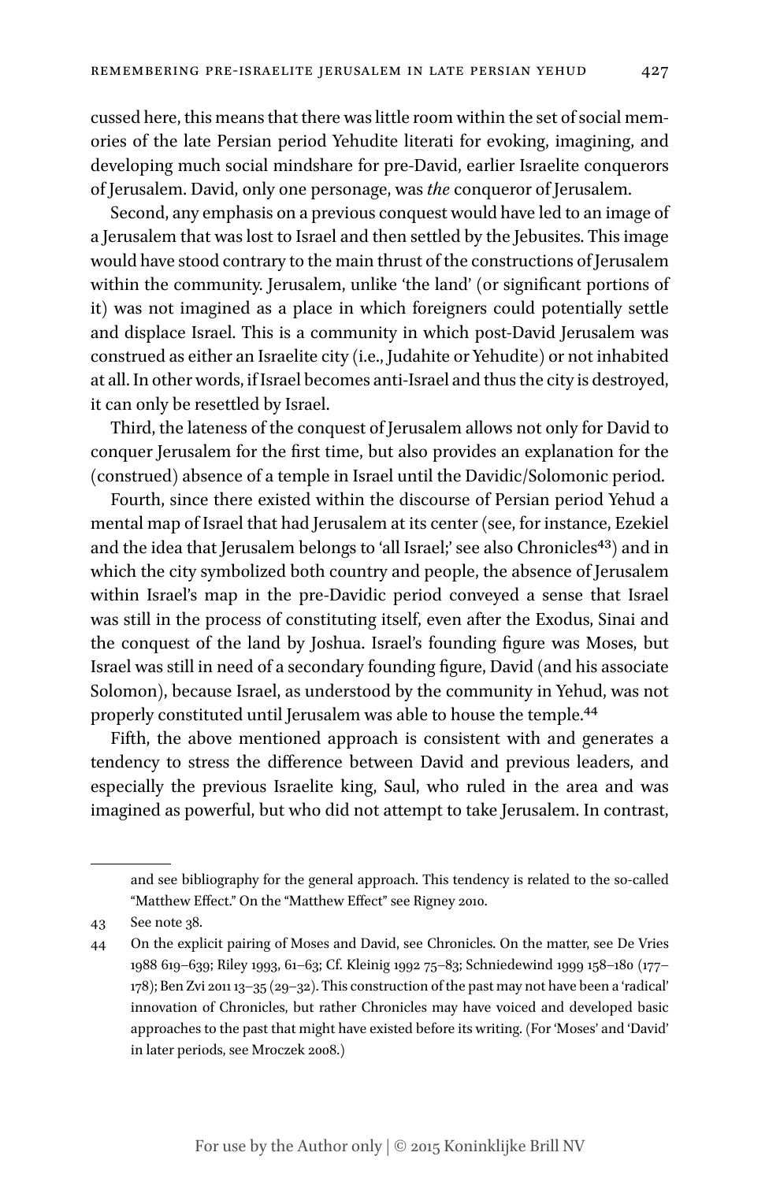cussed here, this means that there was little room within the set of social memories of the late Persian period Yehudite literati for evoking, imagining, and developing much social mindshare for pre-David, earlier Israelite conquerors of Jerusalem. David, only one personage, was *the* conqueror of Jerusalem.

Second, any emphasis on a previous conquest would have led to an image of a Jerusalem that was lost to Israel and then settled by the Jebusites. This image would have stood contrary to the main thrust of the constructions of Jerusalem within the community. Jerusalem, unlike 'the land' (or significant portions of it) was not imagined as a place in which foreigners could potentially settle and displace Israel. This is a community in which post-David Jerusalem was construed as either an Israelite city (i.e., Judahite or Yehudite) or not inhabited at all. In other words, if Israel becomes anti-Israel and thus the city is destroyed, it can only be resettled by Israel.

Third, the lateness of the conquest of Jerusalem allows not only for David to conquer Jerusalem for the first time, but also provides an explanation for the (construed) absence of a temple in Israel until the Davidic/Solomonic period.

Fourth, since there existed within the discourse of Persian period Yehud a mental map of Israel that had Jerusalem at its center (see, for instance, Ezekiel and the idea that Jerusalem belongs to 'all Israel;' see also Chronicles[43]) and in which the city symbolized both country and people, the absence of Jerusalem within Israel's map in the pre-Davidic period conveyed a sense that Israel was still in the process of constituting itself, even after the Exodus, Sinai and the conquest of the land by Joshua. Israel's founding figure was Moses, but Israel was still in need of a secondary founding figure, David (and his associate Solomon), because Israel, as understood by the community in Yehud, was not properly constituted until Jerusalem was able to house the temple.[44]

Fifth, the above mentioned approach is consistent with and generates a tendency to stress the difference between David and previous leaders, and especially the previous Israelite king, Saul, who ruled in the area and was imagined as powerful, but who did not attempt to take Jerusalem. In contrast,

---

and see bibliography for the general approach. This tendency is related to the so-called "Matthew Effect." On the "Matthew Effect" see Rigney 2010.

43 See note 38.

44 On the explicit pairing of Moses and David, see Chronicles. On the matter, see De Vries 1988 619–639; Riley 1993, 61–63; Cf. Kleinig 1992 75–83; Schniedewind 1999 158–180 (177–178); Ben Zvi 2011 13–35 (29–32). This construction of the past may not have been a 'radical' innovation of Chronicles, but rather Chronicles may have voiced and developed basic approaches to the past that might have existed before its writing. (For 'Moses' and 'David' in later periods, see Mroczek 2008.)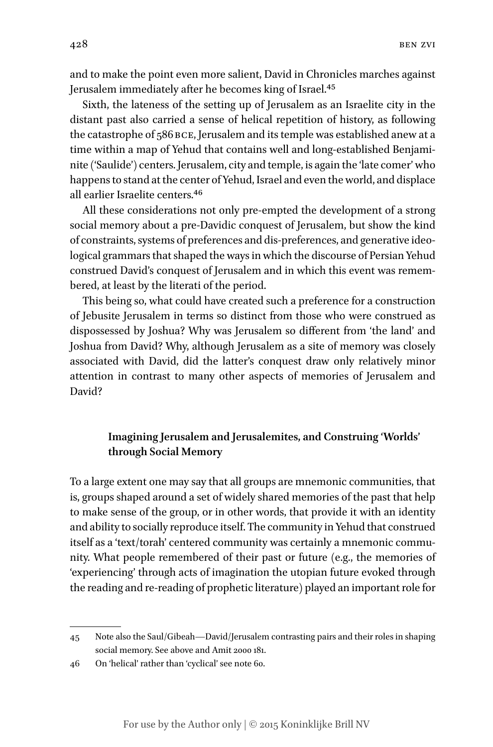and to make the point even more salient, David in Chronicles marches against Jerusalem immediately after he becomes king of Israel.[45]

Sixth, the lateness of the setting up of Jerusalem as an Israelite city in the distant past also carried a sense of helical repetition of history, as following the catastrophe of 586 BCE, Jerusalem and its temple was established anew at a time within a map of Yehud that contains well and long-established Benjaminite ('Saulide') centers. Jerusalem, city and temple, is again the 'late comer' who happens to stand at the center of Yehud, Israel and even the world, and displace all earlier Israelite centers.[46]

All these considerations not only pre-empted the development of a strong social memory about a pre-Davidic conquest of Jerusalem, but show the kind of constraints, systems of preferences and dis-preferences, and generative ideological grammars that shaped the ways in which the discourse of Persian Yehud construed David's conquest of Jerusalem and in which this event was remembered, at least by the literati of the period.

This being so, what could have created such a preference for a construction of Jebusite Jerusalem in terms so distinct from those who were construed as dispossessed by Joshua? Why was Jerusalem so different from 'the land' and Joshua from David? Why, although Jerusalem as a site of memory was closely associated with David, did the latter's conquest draw only relatively minor attention in contrast to many other aspects of memories of Jerusalem and David?

## Imagining Jerusalem and Jerusalemites, and Construing 'Worlds' through Social Memory

To a large extent one may say that all groups are mnemonic communities, that is, groups shaped around a set of widely shared memories of the past that help to make sense of the group, or in other words, that provide it with an identity and ability to socially reproduce itself. The community in Yehud that construed itself as a 'text/torah' centered community was certainly a mnemonic community. What people remembered of their past or future (e.g., the memories of 'experiencing' through acts of imagination the utopian future evoked through the reading and re-reading of prophetic literature) played an important role for

---

45 Note also the Saul/Gibeah—David/Jerusalem contrasting pairs and their roles in shaping social memory. See above and Amit 2000 181.

46 On 'helical' rather than 'cyclical' see note 60.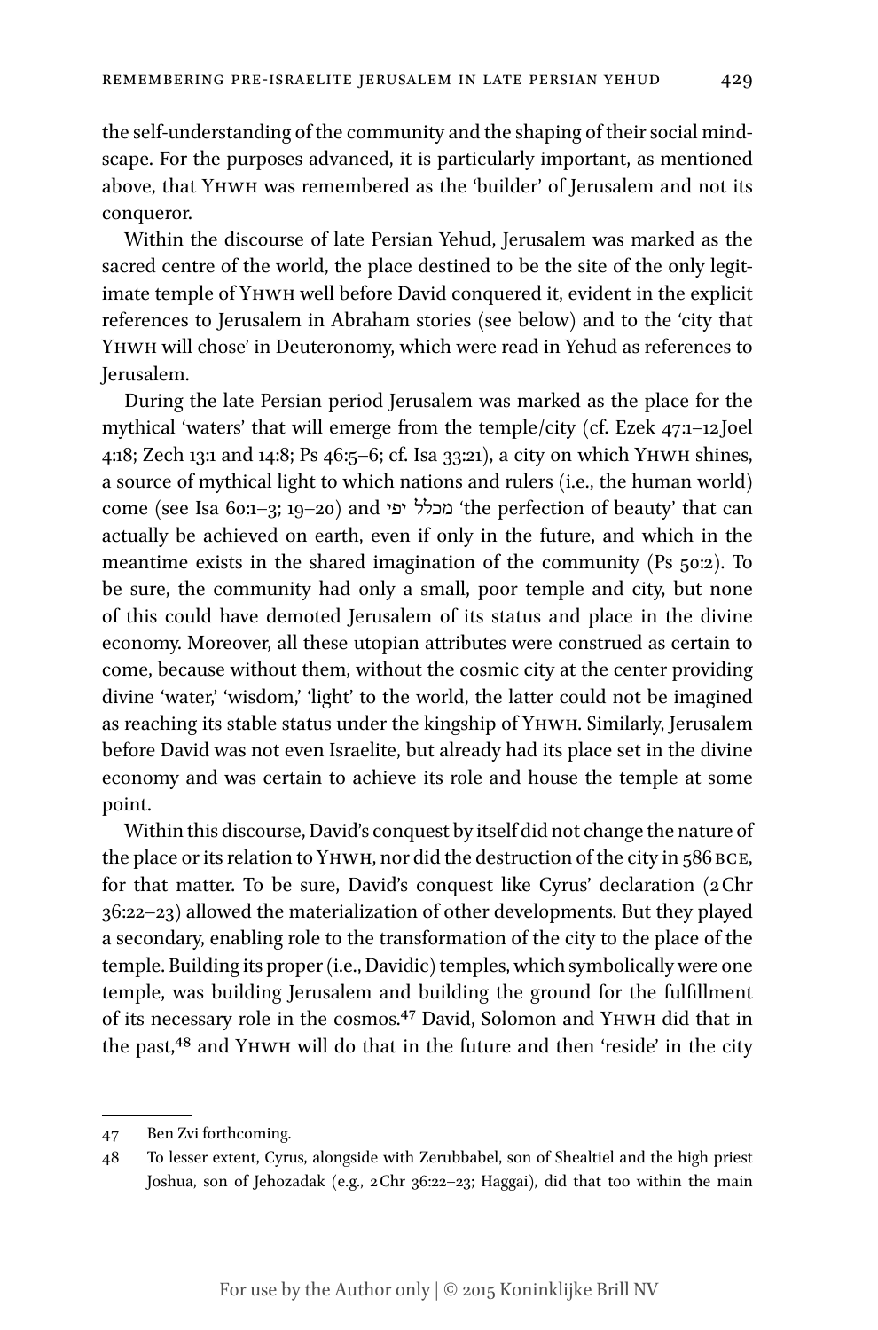the self-understanding of the community and the shaping of their social mindscape. For the purposes advanced, it is particularly important, as mentioned above, that YHWH was remembered as the 'builder' of Jerusalem and not its conqueror.

Within the discourse of late Persian Yehud, Jerusalem was marked as the sacred centre of the world, the place destined to be the site of the only legitimate temple of YHWH well before David conquered it, evident in the explicit references to Jerusalem in Abraham stories (see below) and to the 'city that YHWH will chose' in Deuteronomy, which were read in Yehud as references to Jerusalem.

During the late Persian period Jerusalem was marked as the place for the mythical 'waters' that will emerge from the temple/city (cf. Ezek 47:1–12 Joel 4:18; Zech 13:1 and 14:8; Ps 46:5–6; cf. Isa 33:21), a city on which YHWH shines, a source of mythical light to which nations and rulers (i.e., the human world) come (see Isa 60:1–3; 19–20) and מכלל יפי 'the perfection of beauty' that can actually be achieved on earth, even if only in the future, and which in the meantime exists in the shared imagination of the community (Ps 50:2). To be sure, the community had only a small, poor temple and city, but none of this could have demoted Jerusalem of its status and place in the divine economy. Moreover, all these utopian attributes were construed as certain to come, because without them, without the cosmic city at the center providing divine 'water,' 'wisdom,' 'light' to the world, the latter could not be imagined as reaching its stable status under the kingship of YHWH. Similarly, Jerusalem before David was not even Israelite, but already had its place set in the divine economy and was certain to achieve its role and house the temple at some point.

Within this discourse, David's conquest by itself did not change the nature of the place or its relation to YHWH, nor did the destruction of the city in 586 BCE, for that matter. To be sure, David's conquest like Cyrus' declaration (2 Chr 36:22–23) allowed the materialization of other developments. But they played a secondary, enabling role to the transformation of the city to the place of the temple. Building its proper (i.e., Davidic) temples, which symbolically were one temple, was building Jerusalem and building the ground for the fulfillment of its necessary role in the cosmos.[47] David, Solomon and YHWH did that in the past,[48] and YHWH will do that in the future and then 'reside' in the city

---

47 Ben Zvi forthcoming.

48 To lesser extent, Cyrus, alongside with Zerubbabel, son of Shealtiel and the high priest Joshua, son of Jehozadak (e.g., 2 Chr 36:22–23; Haggai), did that too within the main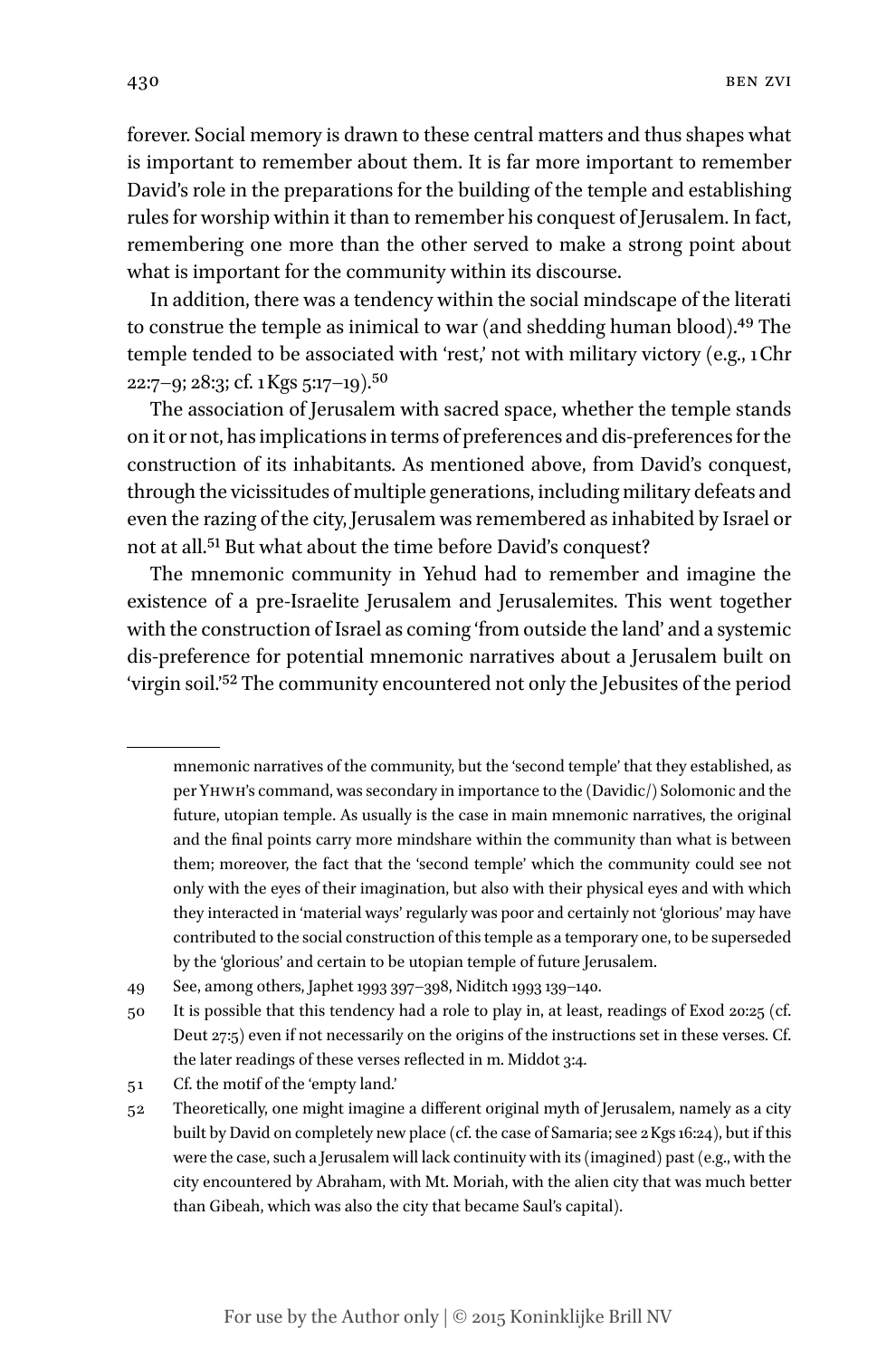forever. Social memory is drawn to these central matters and thus shapes what is important to remember about them. It is far more important to remember David's role in the preparations for the building of the temple and establishing rules for worship within it than to remember his conquest of Jerusalem. In fact, remembering one more than the other served to make a strong point about what is important for the community within its discourse.

In addition, there was a tendency within the social mindscape of the literati to construe the temple as inimical to war (and shedding human blood).[49] The temple tended to be associated with 'rest,' not with military victory (e.g., 1 Chr 22:7–9; 28:3; cf. 1 Kgs 5:17–19).[50]

The association of Jerusalem with sacred space, whether the temple stands on it or not, has implications in terms of preferences and dis-preferences for the construction of its inhabitants. As mentioned above, from David's conquest, through the vicissitudes of multiple generations, including military defeats and even the razing of the city, Jerusalem was remembered as inhabited by Israel or not at all.[51] But what about the time before David's conquest?

The mnemonic community in Yehud had to remember and imagine the existence of a pre-Israelite Jerusalem and Jerusalemites. This went together with the construction of Israel as coming 'from outside the land' and a systemic dis-preference for potential mnemonic narratives about a Jerusalem built on 'virgin soil.'[52] The community encountered not only the Jebusites of the period

---

mnemonic narratives of the community, but the 'second temple' that they established, as per YHWH's command, was secondary in importance to the (Davidic/) Solomonic and the future, utopian temple. As usually is the case in main mnemonic narratives, the original and the final points carry more mindshare within the community than what is between them; moreover, the fact that the 'second temple' which the community could see not only with the eyes of their imagination, but also with their physical eyes and with which they interacted in 'material ways' regularly was poor and certainly not 'glorious' may have contributed to the social construction of this temple as a temporary one, to be superseded by the 'glorious' and certain to be utopian temple of future Jerusalem.

49 See, among others, Japhet 1993 397–398, Niditch 1993 139–140.

50 It is possible that this tendency had a role to play in, at least, readings of Exod 20:25 (cf. Deut 27:5) even if not necessarily on the origins of the instructions set in these verses. Cf. the later readings of these verses reflected in m. Middot 3:4.

51 Cf. the motif of the 'empty land.'

52 Theoretically, one might imagine a different original myth of Jerusalem, namely as a city built by David on completely new place (cf. the case of Samaria; see 2 Kgs 16:24), but if this were the case, such a Jerusalem will lack continuity with its (imagined) past (e.g., with the city encountered by Abraham, with Mt. Moriah, with the alien city that was much better than Gibeah, which was also the city that became Saul's capital).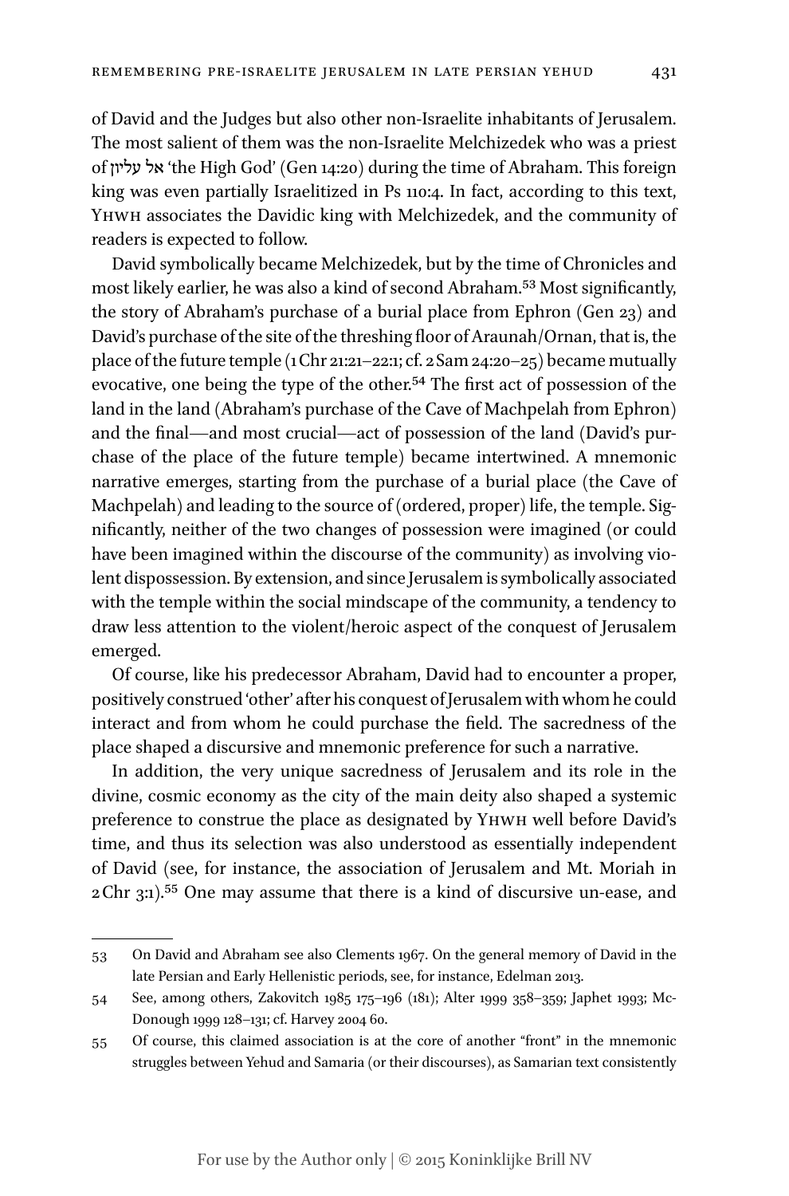of David and the Judges but also other non-Israelite inhabitants of Jerusalem. The most salient of them was the non-Israelite Melchizedek who was a priest of אל עליון 'the High God' (Gen 14:20) during the time of Abraham. This foreign king was even partially Israelitized in Ps 110:4. In fact, according to this text, YHWH associates the Davidic king with Melchizedek, and the community of readers is expected to follow.

David symbolically became Melchizedek, but by the time of Chronicles and most likely earlier, he was also a kind of second Abraham.[53] Most significantly, the story of Abraham's purchase of a burial place from Ephron (Gen 23) and David's purchase of the site of the threshing floor of Araunah/Ornan, that is, the place of the future temple (1Chr 21:21–22:1; cf. 2Sam 24:20–25) became mutually evocative, one being the type of the other.[54] The first act of possession of the land in the land (Abraham's purchase of the Cave of Machpelah from Ephron) and the final—and most crucial—act of possession of the land (David's purchase of the place of the future temple) became intertwined. A mnemonic narrative emerges, starting from the purchase of a burial place (the Cave of Machpelah) and leading to the source of (ordered, proper) life, the temple. Significantly, neither of the two changes of possession were imagined (or could have been imagined within the discourse of the community) as involving violent dispossession. By extension, and since Jerusalem is symbolically associated with the temple within the social mindscape of the community, a tendency to draw less attention to the violent/heroic aspect of the conquest of Jerusalem emerged.

Of course, like his predecessor Abraham, David had to encounter a proper, positively construed 'other' after his conquest of Jerusalem with whom he could interact and from whom he could purchase the field. The sacredness of the place shaped a discursive and mnemonic preference for such a narrative.

In addition, the very unique sacredness of Jerusalem and its role in the divine, cosmic economy as the city of the main deity also shaped a systemic preference to construe the place as designated by YHWH well before David's time, and thus its selection was also understood as essentially independent of David (see, for instance, the association of Jerusalem and Mt. Moriah in 2Chr 3:1).[55] One may assume that there is a kind of discursive un-ease, and

---

53 On David and Abraham see also Clements 1967. On the general memory of David in the late Persian and Early Hellenistic periods, see, for instance, Edelman 2013.

54 See, among others, Zakovitch 1985 175–196 (181); Alter 1999 358–359; Japhet 1993; McDonough 1999 128–131; cf. Harvey 2004 60.

55 Of course, this claimed association is at the core of another "front" in the mnemonic struggles between Yehud and Samaria (or their discourses), as Samarian text consistently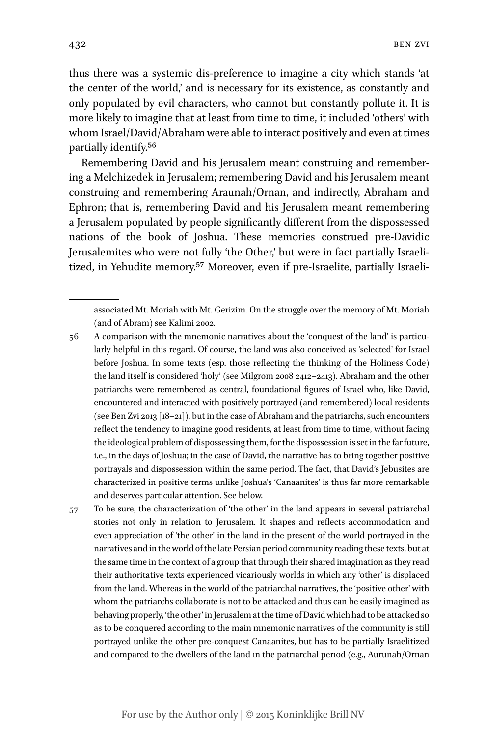thus there was a systemic dis-preference to imagine a city which stands 'at the center of the world,' and is necessary for its existence, as constantly and only populated by evil characters, who cannot but constantly pollute it. It is more likely to imagine that at least from time to time, it included 'others' with whom Israel/David/Abraham were able to interact positively and even at times partially identify.[56]

Remembering David and his Jerusalem meant construing and remembering a Melchizedek in Jerusalem; remembering David and his Jerusalem meant construing and remembering Araunah/Ornan, and indirectly, Abraham and Ephron; that is, remembering David and his Jerusalem meant remembering a Jerusalem populated by people significantly different from the dispossessed nations of the book of Joshua. These memories construed pre-Davidic Jerusalemites who were not fully 'the Other,' but were in fact partially Israelitized, in Yehudite memory.[57] Moreover, even if pre-Israelite, partially Israeli-

---

associated Mt. Moriah with Mt. Gerizim. On the struggle over the memory of Mt. Moriah (and of Abram) see Kalimi 2002.

56 A comparison with the mnemonic narratives about the 'conquest of the land' is particularly helpful in this regard. Of course, the land was also conceived as 'selected' for Israel before Joshua. In some texts (esp. those reflecting the thinking of the Holiness Code) the land itself is considered 'holy' (see Milgrom 2008 2412–2413). Abraham and the other patriarchs were remembered as central, foundational figures of Israel who, like David, encountered and interacted with positively portrayed (and remembered) local residents (see Ben Zvi 2013 [18–21]), but in the case of Abraham and the patriarchs, such encounters reflect the tendency to imagine good residents, at least from time to time, without facing the ideological problem of dispossessing them, for the dispossession is set in the far future, i.e., in the days of Joshua; in the case of David, the narrative has to bring together positive portrayals and dispossession within the same period. The fact, that David's Jebusites are characterized in positive terms unlike Joshua's 'Canaanites' is thus far more remarkable and deserves particular attention. See below.

57 To be sure, the characterization of 'the other' in the land appears in several patriarchal stories not only in relation to Jerusalem. It shapes and reflects accommodation and even appreciation of 'the other' in the land in the present of the world portrayed in the narratives and in the world of the late Persian period community reading these texts, but at the same time in the context of a group that through their shared imagination as they read their authoritative texts experienced vicariously worlds in which any 'other' is displaced from the land. Whereas in the world of the patriarchal narratives, the 'positive other' with whom the patriarchs collaborate is not to be attacked and thus can be easily imagined as behaving properly, 'the other' in Jerusalem at the time of David which had to be attacked so as to be conquered according to the main mnemonic narratives of the community is still portrayed unlike the other pre-conquest Canaanites, but has to be partially Israelitized and compared to the dwellers of the land in the patriarchal period (e.g., Aurunah/Ornan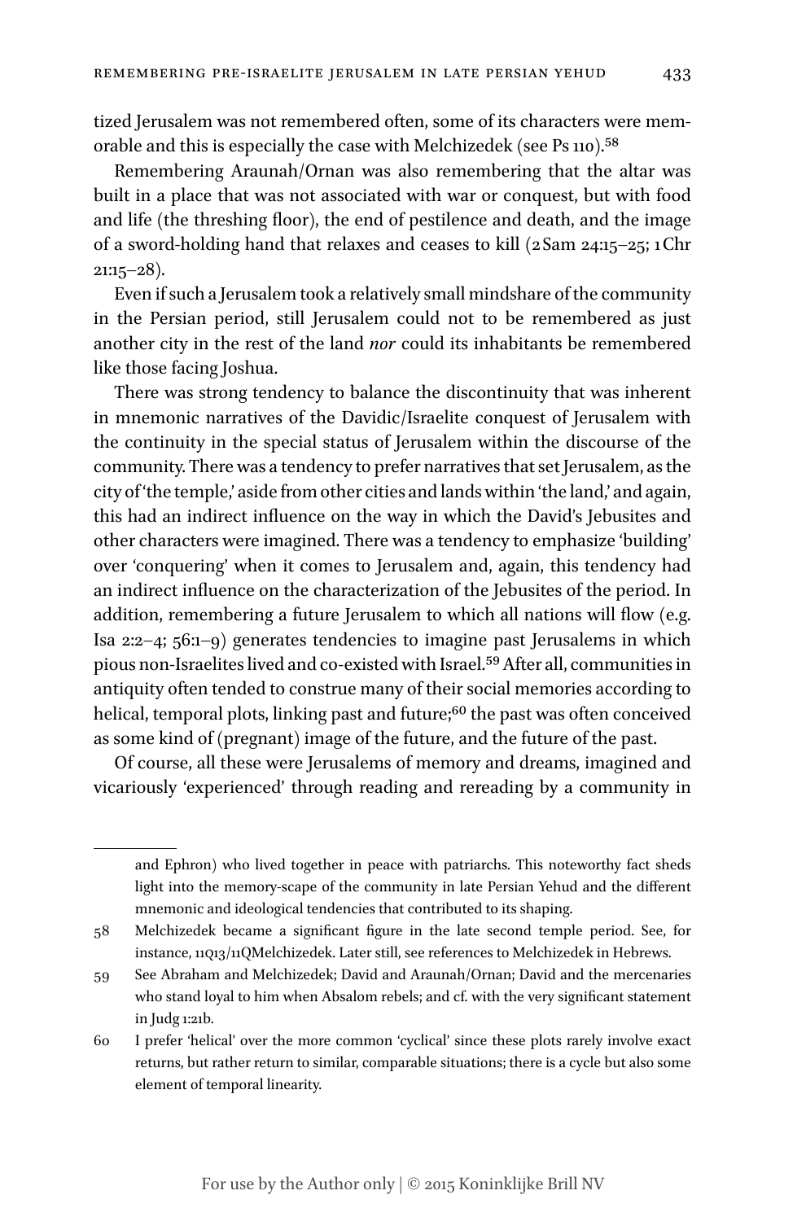tized Jerusalem was not remembered often, some of its characters were memorable and this is especially the case with Melchizedek (see Ps 110).[58]

Remembering Araunah/Ornan was also remembering that the altar was built in a place that was not associated with war or conquest, but with food and life (the threshing floor), the end of pestilence and death, and the image of a sword-holding hand that relaxes and ceases to kill (2 Sam 24:15–25; 1 Chr 21:15–28).

Even if such a Jerusalem took a relatively small mindshare of the community in the Persian period, still Jerusalem could not to be remembered as just another city in the rest of the land *nor* could its inhabitants be remembered like those facing Joshua.

There was strong tendency to balance the discontinuity that was inherent in mnemonic narratives of the Davidic/Israelite conquest of Jerusalem with the continuity in the special status of Jerusalem within the discourse of the community. There was a tendency to prefer narratives that set Jerusalem, as the city of 'the temple,' aside from other cities and lands within 'the land,' and again, this had an indirect influence on the way in which the David's Jebusites and other characters were imagined. There was a tendency to emphasize 'building' over 'conquering' when it comes to Jerusalem and, again, this tendency had an indirect influence on the characterization of the Jebusites of the period. In addition, remembering a future Jerusalem to which all nations will flow (e.g. Isa 2:2–4; 56:1–9) generates tendencies to imagine past Jerusalems in which pious non-Israelites lived and co-existed with Israel.[59] After all, communities in antiquity often tended to construe many of their social memories according to helical, temporal plots, linking past and future;[60] the past was often conceived as some kind of (pregnant) image of the future, and the future of the past.

Of course, all these were Jerusalems of memory and dreams, imagined and vicariously 'experienced' through reading and rereading by a community in

---

and Ephron) who lived together in peace with patriarchs. This noteworthy fact sheds light into the memory-scape of the community in late Persian Yehud and the different mnemonic and ideological tendencies that contributed to its shaping.

58 Melchizedek became a significant figure in the late second temple period. See, for instance, 11Q13/11QMelchizedek. Later still, see references to Melchizedek in Hebrews.

59 See Abraham and Melchizedek; David and Araunah/Ornan; David and the mercenaries who stand loyal to him when Absalom rebels; and cf. with the very significant statement in Judg 1:21b.

60 I prefer 'helical' over the more common 'cyclical' since these plots rarely involve exact returns, but rather return to similar, comparable situations; there is a cycle but also some element of temporal linearity.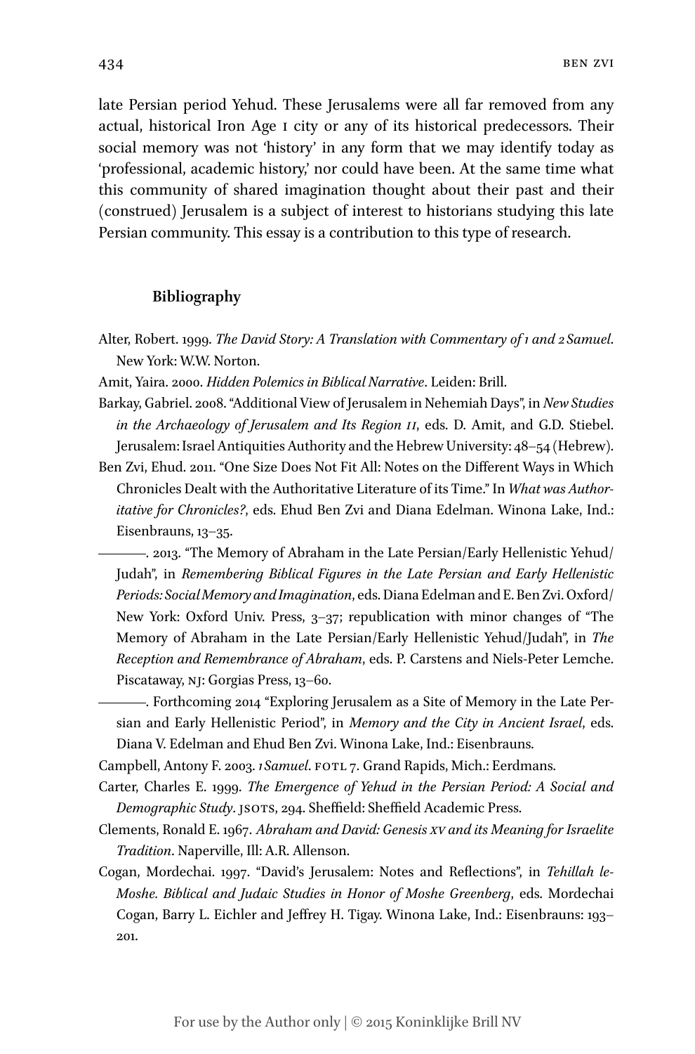late Persian period Yehud. These Jerusalems were all far removed from any actual, historical Iron Age I city or any of its historical predecessors. Their social memory was not 'history' in any form that we may identify today as 'professional, academic history,' nor could have been. At the same time what this community of shared imagination thought about their past and their (construed) Jerusalem is a subject of interest to historians studying this late Persian community. This essay is a contribution to this type of research.

## Bibliography

Alter, Robert. 1999. *The David Story: A Translation with Commentary of 1 and 2 Samuel*. New York: W.W. Norton.

Amit, Yaira. 2000. *Hidden Polemics in Biblical Narrative*. Leiden: Brill.

Barkay, Gabriel. 2008. "Additional View of Jerusalem in Nehemiah Days", in *New Studies in the Archaeology of Jerusalem and Its Region II*, eds. D. Amit, and G.D. Stiebel. Jerusalem: Israel Antiquities Authority and the Hebrew University: 48–54 (Hebrew).

Ben Zvi, Ehud. 2011. "One Size Does Not Fit All: Notes on the Different Ways in Which Chronicles Dealt with the Authoritative Literature of its Time." In *What was Authoritative for Chronicles?*, eds. Ehud Ben Zvi and Diana Edelman. Winona Lake, Ind.: Eisenbrauns, 13–35.

———. 2013. "The Memory of Abraham in the Late Persian/Early Hellenistic Yehud/Judah", in *Remembering Biblical Figures in the Late Persian and Early Hellenistic Periods: Social Memory and Imagination*, eds. Diana Edelman and E. Ben Zvi. Oxford/New York: Oxford Univ. Press, 3–37; republication with minor changes of "The Memory of Abraham in the Late Persian/Early Hellenistic Yehud/Judah", in *The Reception and Remembrance of Abraham*, eds. P. Carstens and Niels-Peter Lemche. Piscataway, NJ: Gorgias Press, 13–60.

———. Forthcoming 2014 "Exploring Jerusalem as a Site of Memory in the Late Persian and Early Hellenistic Period", in *Memory and the City in Ancient Israel*, eds. Diana V. Edelman and Ehud Ben Zvi. Winona Lake, Ind.: Eisenbrauns.

Campbell, Antony F. 2003. *1 Samuel*. FOTL 7. Grand Rapids, Mich.: Eerdmans.

Carter, Charles E. 1999. *The Emergence of Yehud in the Persian Period: A Social and Demographic Study*. JSOTS, 294. Sheffield: Sheffield Academic Press.

Clements, Ronald E. 1967. *Abraham and David: Genesis XV and its Meaning for Israelite Tradition*. Naperville, Ill: A.R. Allenson.

Cogan, Mordechai. 1997. "David's Jerusalem: Notes and Reflections", in *Tehillah le-Moshe. Biblical and Judaic Studies in Honor of Moshe Greenberg*, eds. Mordechai Cogan, Barry L. Eichler and Jeffrey H. Tigay. Winona Lake, Ind.: Eisenbrauns: 193–201.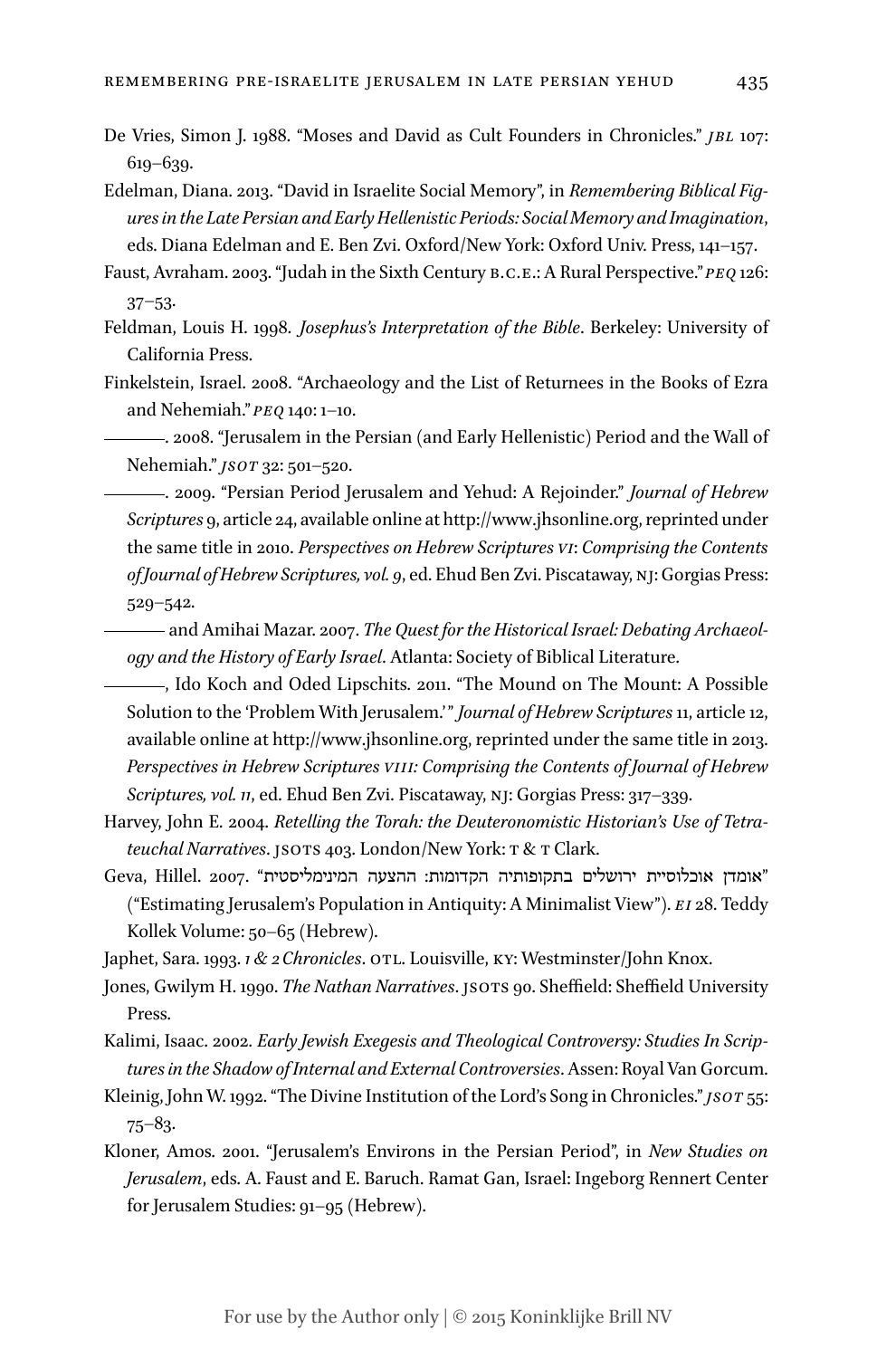De Vries, Simon J. 1988. "Moses and David as Cult Founders in Chronicles." *JBL* 107: 619–639.

Edelman, Diana. 2013. "David in Israelite Social Memory", in *Remembering Biblical Figures in the Late Persian and Early Hellenistic Periods: Social Memory and Imagination*, eds. Diana Edelman and E. Ben Zvi. Oxford/New York: Oxford Univ. Press, 141–157.

Faust, Avraham. 2003. "Judah in the Sixth Century B.C.E.: A Rural Perspective." *PEQ* 126: 37–53.

Feldman, Louis H. 1998. *Josephus's Interpretation of the Bible*. Berkeley: University of California Press.

Finkelstein, Israel. 2008. "Archaeology and the List of Returnees in the Books of Ezra and Nehemiah." *PEQ* 140: 1–10.

———. 2008. "Jerusalem in the Persian (and Early Hellenistic) Period and the Wall of Nehemiah." *JSOT* 32: 501–520.

———. 2009. "Persian Period Jerusalem and Yehud: A Rejoinder." *Journal of Hebrew Scriptures* 9, article 24, available online at http://www.jhsonline.org, reprinted under the same title in 2010. *Perspectives on Hebrew Scriptures VI: Comprising the Contents of Journal of Hebrew Scriptures, vol. 9*, ed. Ehud Ben Zvi. Piscataway, NJ: Gorgias Press: 529–542.

——— and Amihai Mazar. 2007. *The Quest for the Historical Israel: Debating Archaeology and the History of Early Israel*. Atlanta: Society of Biblical Literature.

———, Ido Koch and Oded Lipschits. 2011. "The Mound on The Mount: A Possible Solution to the 'Problem With Jerusalem.'" *Journal of Hebrew Scriptures* 11, article 12, available online at http://www.jhsonline.org, reprinted under the same title in 2013. *Perspectives in Hebrew Scriptures VIII: Comprising the Contents of Journal of Hebrew Scriptures, vol. 11*, ed. Ehud Ben Zvi. Piscataway, NJ: Gorgias Press: 317–339.

Harvey, John E. 2004. *Retelling the Torah: the Deuteronomistic Historian's Use of Tetrateuchal Narratives*. JSOTS 403. London/New York: T & T Clark.

Geva, Hillel. 2007. "אומדן אוכלוסיית ירושלים בתקופותיה הקדומות: ההצעה המינימליסטית" ("Estimating Jerusalem's Population in Antiquity: A Minimalist View"). *EI* 28. Teddy Kollek Volume: 50–65 (Hebrew).

Japhet, Sara. 1993. *1 & 2 Chronicles*. OTL. Louisville, KY: Westminster/John Knox.

Jones, Gwilym H. 1990. *The Nathan Narratives*. JSOTS 90. Sheffield: Sheffield University Press.

Kalimi, Isaac. 2002. *Early Jewish Exegesis and Theological Controversy: Studies In Scriptures in the Shadow of Internal and External Controversies*. Assen: Royal Van Gorcum.

Kleinig, John W. 1992. "The Divine Institution of the Lord's Song in Chronicles." *JSOT* 55: 75–83.

Kloner, Amos. 2001. "Jerusalem's Environs in the Persian Period", in *New Studies on Jerusalem*, eds. A. Faust and E. Baruch. Ramat Gan, Israel: Ingeborg Rennert Center for Jerusalem Studies: 91–95 (Hebrew).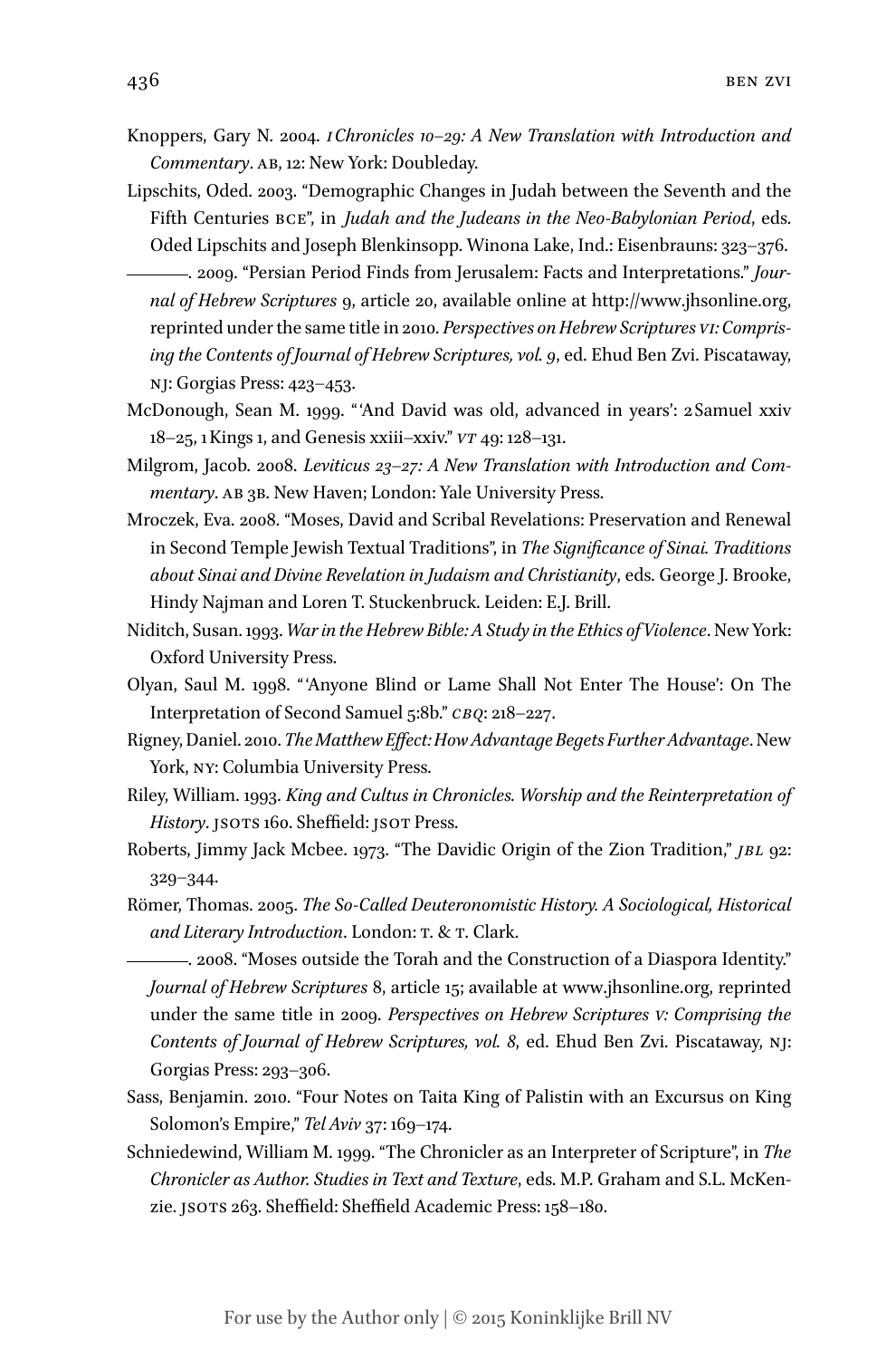Knoppers, Gary N. 2004. *1 Chronicles 10–29: A New Translation with Introduction and Commentary*. AB, 12: New York: Doubleday.

Lipschits, Oded. 2003. "Demographic Changes in Judah between the Seventh and the Fifth Centuries BCE", in *Judah and the Judeans in the Neo-Babylonian Period*, eds. Oded Lipschits and Joseph Blenkinsopp. Winona Lake, Ind.: Eisenbrauns: 323–376.

———. 2009. "Persian Period Finds from Jerusalem: Facts and Interpretations." *Journal of Hebrew Scriptures* 9, article 20, available online at http://www.jhsonline.org, reprinted under the same title in 2010. *Perspectives on Hebrew Scriptures VI: Comprising the Contents of Journal of Hebrew Scriptures, vol. 9*, ed. Ehud Ben Zvi. Piscataway, NJ: Gorgias Press: 423–453.

McDonough, Sean M. 1999. "'And David was old, advanced in years': 2 Samuel xxiv 18–25, 1 Kings 1, and Genesis xxiii–xxiv." *VT* 49: 128–131.

Milgrom, Jacob. 2008. *Leviticus 23–27: A New Translation with Introduction and Commentary*. AB 3B. New Haven; London: Yale University Press.

Mroczek, Eva. 2008. "Moses, David and Scribal Revelations: Preservation and Renewal in Second Temple Jewish Textual Traditions", in *The Significance of Sinai. Traditions about Sinai and Divine Revelation in Judaism and Christianity*, eds. George J. Brooke, Hindy Najman and Loren T. Stuckenbruck. Leiden: E.J. Brill.

Niditch, Susan. 1993. *War in the Hebrew Bible: A Study in the Ethics of Violence*. New York: Oxford University Press.

Olyan, Saul M. 1998. "'Anyone Blind or Lame Shall Not Enter The House': On The Interpretation of Second Samuel 5:8b." *CBQ*: 218–227.

Rigney, Daniel. 2010. *The Matthew Effect: How Advantage Begets Further Advantage*. New York, NY: Columbia University Press.

Riley, William. 1993. *King and Cultus in Chronicles. Worship and the Reinterpretation of History*. JSOTS 160. Sheffield: JSOT Press.

Roberts, Jimmy Jack Mcbee. 1973. "The Davidic Origin of the Zion Tradition," *JBL* 92: 329–344.

Römer, Thomas. 2005. *The So-Called Deuteronomistic History. A Sociological, Historical and Literary Introduction*. London: T. & T. Clark.

———. 2008. "Moses outside the Torah and the Construction of a Diaspora Identity." *Journal of Hebrew Scriptures* 8, article 15; available at www.jhsonline.org, reprinted under the same title in 2009. *Perspectives on Hebrew Scriptures V: Comprising the Contents of Journal of Hebrew Scriptures, vol. 8*, ed. Ehud Ben Zvi. Piscataway, NJ: Gorgias Press: 293–306.

Sass, Benjamin. 2010. "Four Notes on Taita King of Palistin with an Excursus on King Solomon's Empire," *Tel Aviv* 37: 169–174.

Schniedewind, William M. 1999. "The Chronicler as an Interpreter of Scripture", in *The Chronicler as Author. Studies in Text and Texture*, eds. M.P. Graham and S.L. McKenzie. JSOTS 263. Sheffield: Sheffield Academic Press: 158–180.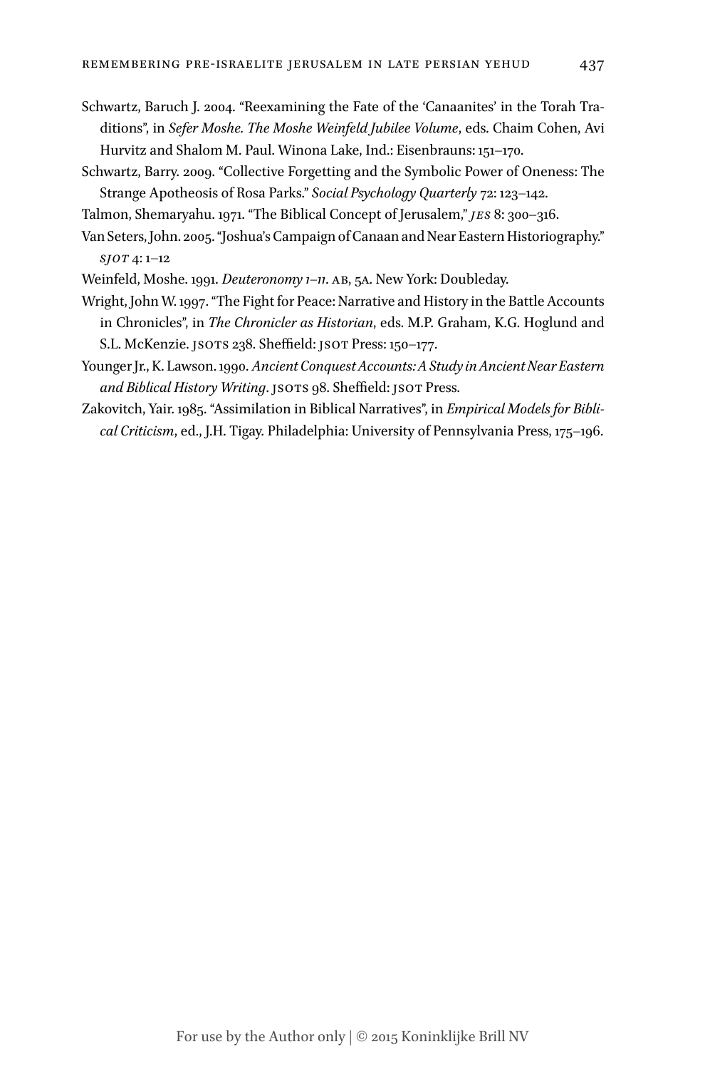Schwartz, Baruch J. 2004. "Reexamining the Fate of the 'Canaanites' in the Torah Traditions", in *Sefer Moshe. The Moshe Weinfeld Jubilee Volume*, eds. Chaim Cohen, Avi Hurvitz and Shalom M. Paul. Winona Lake, Ind.: Eisenbrauns: 151–170.

Schwartz, Barry. 2009. "Collective Forgetting and the Symbolic Power of Oneness: The Strange Apotheosis of Rosa Parks." *Social Psychology Quarterly* 72: 123–142.

Talmon, Shemaryahu. 1971. "The Biblical Concept of Jerusalem," *JES* 8: 300–316.

Van Seters, John. 2005. "Joshua's Campaign of Canaan and Near Eastern Historiography." *SJOT* 4: 1–12

Weinfeld, Moshe. 1991. *Deuteronomy 1–11*. AB, 5A. New York: Doubleday.

Wright, John W. 1997. "The Fight for Peace: Narrative and History in the Battle Accounts in Chronicles", in *The Chronicler as Historian*, eds. M.P. Graham, K.G. Hoglund and S.L. McKenzie. JSOTS 238. Sheffield: JSOT Press: 150–177.

Younger Jr., K. Lawson. 1990. *Ancient Conquest Accounts: A Study in Ancient Near Eastern and Biblical History Writing*. JSOTS 98. Sheffield: JSOT Press.

Zakovitch, Yair. 1985. "Assimilation in Biblical Narratives", in *Empirical Models for Biblical Criticism*, ed., J.H. Tigay. Philadelphia: University of Pennsylvania Press, 175–196.